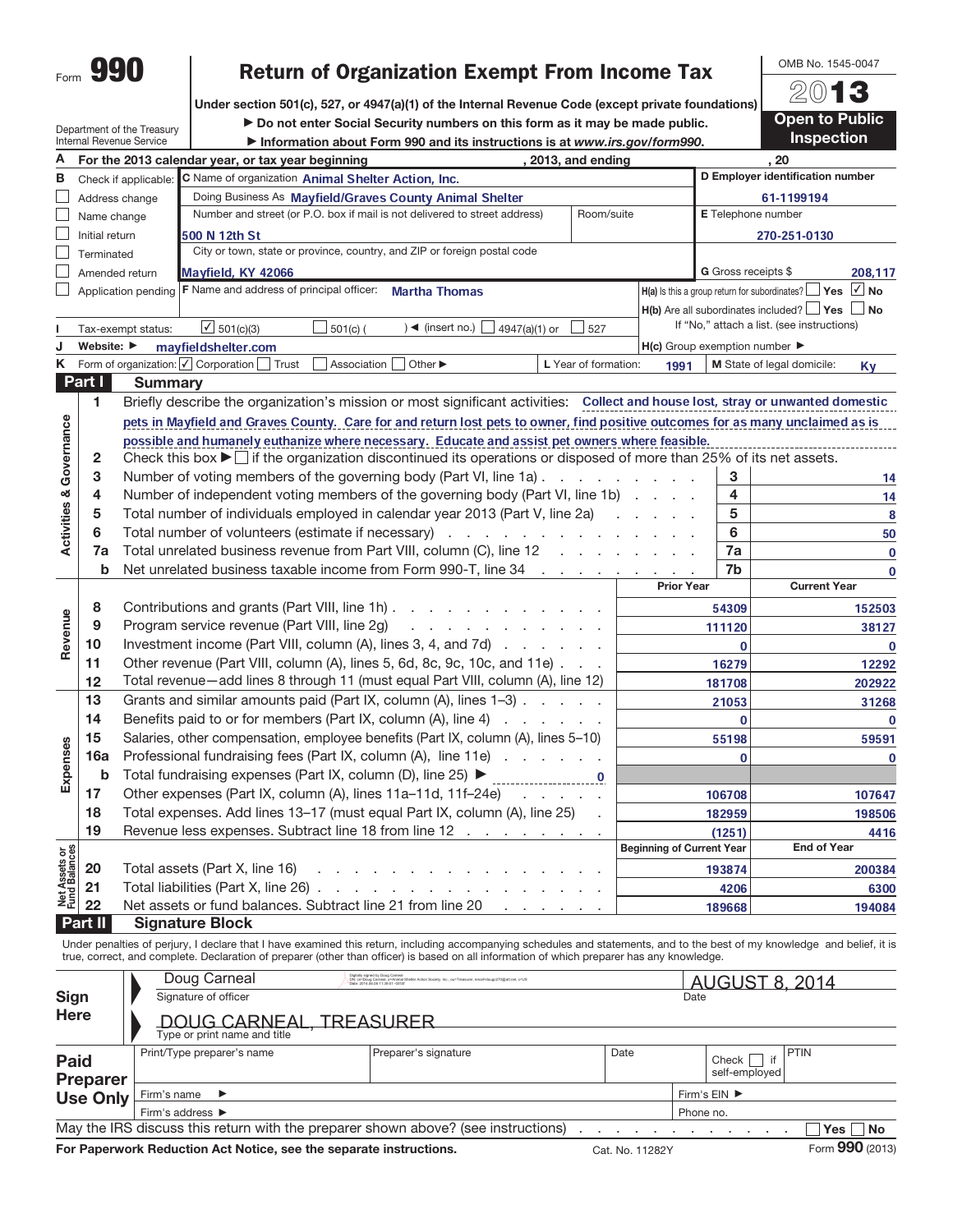# Form 990 — Return of Organization Exempt From Income Tax — 2013

Under section 501(c), 527, or 4947(a)(1) of the Internal Revenue Code (except private foundations)

▶ Do not enter Social Security numbers on this form as it may be made public.

▶ Information about Form 990 and its instructions is at www.irs.gov/form990.

Department of the Treasury
Internal Revenue Service

OMB No. 1545-0047

**Open to Public Inspection**

**A** For the 2013 calendar year, or tax year beginning , 2013, and ending , 20

**B** Check if applicable:
- ☐ Address change
- ☐ Name change
- ☐ Initial return
- ☐ Terminated
- ☐ Amended return
- ☐ Application pending

**C** Name of organization: Animal Shelter Action, Inc.

Doing Business As: Mayfield/Graves County Animal Shelter

Number and street (or P.O. box if mail is not delivered to street address): 500 N 12th St — Room/suite:

City or town, state or province, country, and ZIP or foreign postal code: Mayfield, KY 42066

**D** Employer identification number: 61-1199194

**E** Telephone number: 270-251-0130

**G** Gross receipts $ 208,117

**F** Name and address of principal officer: Martha Thomas

**H(a)** Is this a group return for subordinates? ☐ Yes ☑ No

**H(b)** Are all subordinates included? ☐ Yes ☐ No — If "No," attach a list. (see instructions)

**I** Tax-exempt status: ☑ 501(c)(3) ☐ 501(c) ( ) ◀ (insert no.) ☐ 4947(a)(1) or ☐ 527

**J** Website: ▶ mayfieldshelter.com

**H(c)** Group exemption number ▶

**K** Form of organization: ☑ Corporation ☐ Trust ☐ Association ☐ Other ▶

**L** Year of formation: 1991 **M** State of legal domicile: Ky

## Part I Summary

### Activities & Governance

1. Briefly describe the organization's mission or most significant activities: Collect and house lost, stray or unwanted domestic pets in Mayfield and Graves County. Care for and return lost pets to owner, find positive outcomes for as many unclaimed as is possible and humanely euthanize where necessary. Educate and assist pet owners where feasible.
2. Check this box ▶ ☐ if the organization discontinued its operations or disposed of more than 25% of its net assets.

| Line | Description | | Value |
|---|---|---|---|
| 3 | Number of voting members of the governing body (Part VI, line 1a) | 3 | 14 |
| 4 | Number of independent voting members of the governing body (Part VI, line 1b) | 4 | 14 |
| 5 | Total number of individuals employed in calendar year 2013 (Part V, line 2a) | 5 | 8 |
| 6 | Total number of volunteers (estimate if necessary) | 6 | 50 |
| 7a | Total unrelated business revenue from Part VIII, column (C), line 12 | 7a | 0 |
| b | Net unrelated business taxable income from Form 990-T, line 34 | 7b | 0 |

### Revenue / Expenses

| Line | Description | Prior Year | Current Year |
|---|---|---|---|
| 8 | Contributions and grants (Part VIII, line 1h) | 54309 | 152503 |
| 9 | Program service revenue (Part VIII, line 2g) | 111120 | 38127 |
| 10 | Investment income (Part VIII, column (A), lines 3, 4, and 7d) | 0 | 0 |
| 11 | Other revenue (Part VIII, column (A), lines 5, 6d, 8c, 9c, 10c, and 11e) | 16279 | 12292 |
| 12 | Total revenue—add lines 8 through 11 (must equal Part VIII, column (A), line 12) | 181708 | 202922 |
| 13 | Grants and similar amounts paid (Part IX, column (A), lines 1–3) | 21053 | 31268 |
| 14 | Benefits paid to or for members (Part IX, column (A), line 4) | 0 | 0 |
| 15 | Salaries, other compensation, employee benefits (Part IX, column (A), lines 5–10) | 55198 | 59591 |
| 16a | Professional fundraising fees (Part IX, column (A), line 11e) | 0 | 0 |
| b | Total fundraising expenses (Part IX, column (D), line 25) ▶ 0 | | |
| 17 | Other expenses (Part IX, column (A), lines 11a–11d, 11f–24e) | 106708 | 107647 |
| 18 | Total expenses. Add lines 13–17 (must equal Part IX, column (A), line 25) | 182959 | 198506 |
| 19 | Revenue less expenses. Subtract line 18 from line 12 | (1251) | 4416 |

### Net Assets or Fund Balances

| Line | Description | Beginning of Current Year | End of Year |
|---|---|---|---|
| 20 | Total assets (Part X, line 16) | 193874 | 200384 |
| 21 | Total liabilities (Part X, line 26) | 4206 | 6300 |
| 22 | Net assets or fund balances. Subtract line 21 from line 20 | 189668 | 194084 |

## Part II Signature Block

Under penalties of perjury, I declare that I have examined this return, including accompanying schedules and statements, and to the best of my knowledge and belief, it is true, correct, and complete. Declaration of preparer (other than officer) is based on all information of which preparer has any knowledge.

**Sign Here**

Signature of officer: Doug Carneal — Date: AUGUST 8, 2014

Type or print name and title: DOUG CARNEAL, TREASURER

**Paid Preparer Use Only**

| Print/Type preparer's name | Preparer's signature | Date | Check ☐ if self-employed | PTIN |
|---|---|---|---|---|
| | | | | |

Firm's name ▶ — Firm's EIN ▶

Firm's address ▶ — Phone no.

May the IRS discuss this return with the preparer shown above? (see instructions) ☐ Yes ☐ No

For Paperwork Reduction Act Notice, see the separate instructions. Cat. No. 11282Y Form 990 (2013)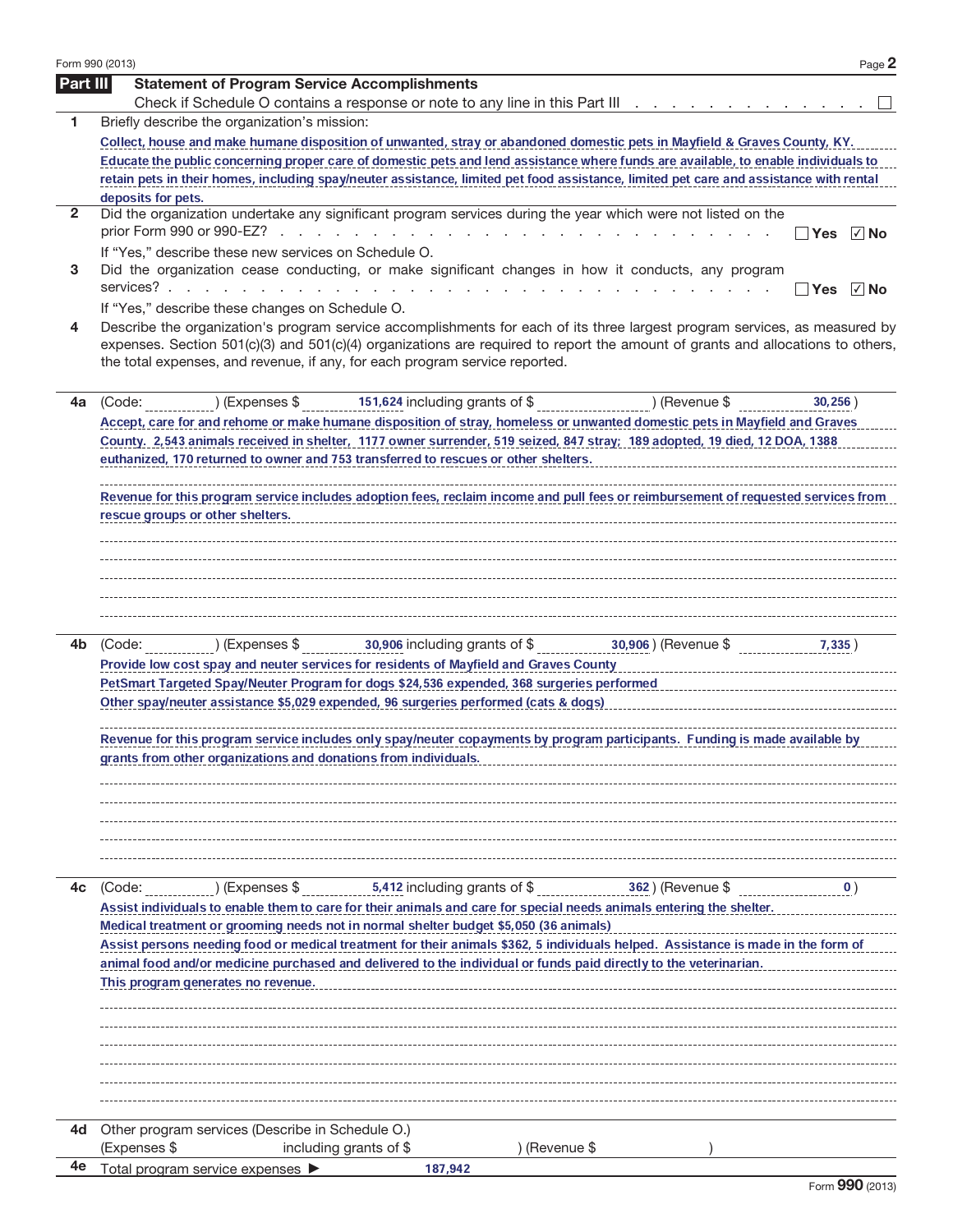## Part III Statement of Program Service Accomplishments

Check if Schedule O contains a response or note to any line in this Part III . . . . . . . . . . . . . . . ☐

**1** Briefly describe the organization's mission:

Collect, house and make humane disposition of unwanted, stray or abandoned domestic pets in Mayfield & Graves County, KY. Educate the public concerning proper care of domestic pets and lend assistance where funds are available, to enable individuals to retain pets in their homes, including spay/neuter assistance, limited pet food assistance, limited pet care and assistance with rental deposits for pets.

**2** Did the organization undertake any significant program services during the year which were not listed on the prior Form 990 or 990-EZ? . . . ☐ Yes ☑ No

If "Yes," describe these new services on Schedule O.

**3** Did the organization cease conducting, or make significant changes in how it conducts, any program services? . . . ☐ Yes ☑ No

If "Yes," describe these changes on Schedule O.

**4** Describe the organization's program service accomplishments for each of its three largest program services, as measured by expenses. Section 501(c)(3) and 501(c)(4) organizations are required to report the amount of grants and allocations to others, the total expenses, and revenue, if any, for each program service reported.

**4a** (Code: ) (Expenses $ 151,624 including grants of $ ) (Revenue $ 30,256 )

Accept, care for and rehome or make humane disposition of stray, homeless or unwanted domestic pets in Mayfield and Graves County. 2,543 animals received in shelter, 1177 owner surrender, 519 seized, 847 stray; 189 adopted, 19 died, 12 DOA, 1388 euthanized, 170 returned to owner and 753 transferred to rescues or other shelters.

Revenue for this program service includes adoption fees, reclaim income and pull fees or reimbursement of requested services from rescue groups or other shelters.

**4b** (Code: ) (Expenses $ 30,906 including grants of $ 30,906 ) (Revenue $ 7,335 )

Provide low cost spay and neuter services for residents of Mayfield and Graves County

PetSmart Targeted Spay/Neuter Program for dogs $24,536 expended, 368 surgeries performed

Other spay/neuter assistance $5,029 expended, 96 surgeries performed (cats & dogs)

Revenue for this program service includes only spay/neuter copayments by program participants. Funding is made available by grants from other organizations and donations from individuals.

**4c** (Code: ) (Expenses $ 5,412 including grants of $ 362 ) (Revenue $ 0 )

Assist individuals to enable them to care for their animals and care for special needs animals entering the shelter.

Medical treatment or grooming needs not in normal shelter budget $5,050 (36 animals)

Assist persons needing food or medical treatment for their animals $362, 5 individuals helped. Assistance is made in the form of animal food and/or medicine purchased and delivered to the individual or funds paid directly to the veterinarian.

This program generates no revenue.

**4d** Other program services (Describe in Schedule O.)

(Expenses $ including grants of $ ) (Revenue $ )

**4e** Total program service expenses ▶ 187,942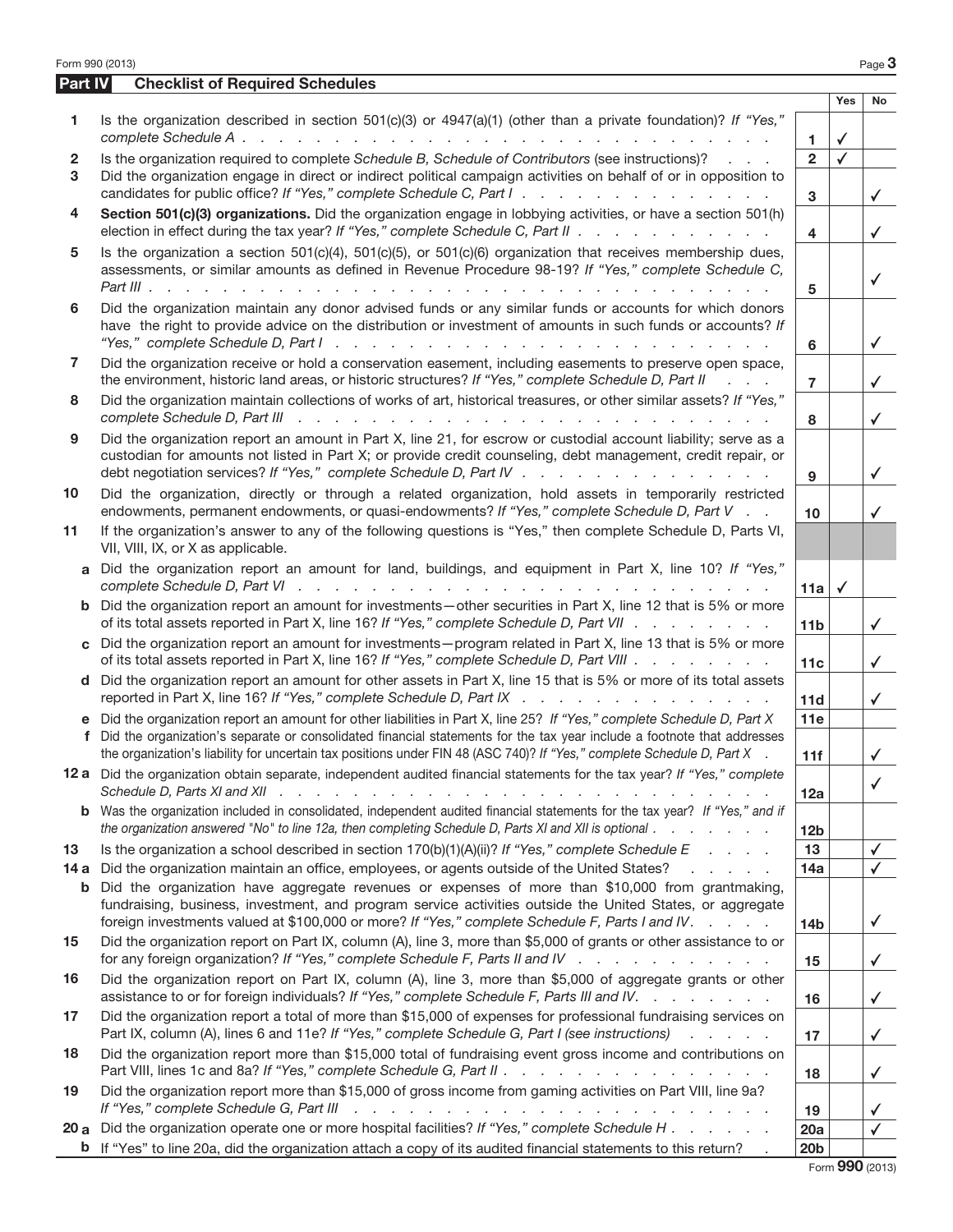## Part IV Checklist of Required Schedules

| | | | Yes | No |
|---|---|---|---|---|
| **1** | Is the organization described in section 501(c)(3) or 4947(a)(1) (other than a private foundation)? *If "Yes," complete Schedule A* | 1 | ✓ | |
| **2** | Is the organization required to complete *Schedule B, Schedule of Contributors* (see instructions)? | 2 | ✓ | |
| **3** | Did the organization engage in direct or indirect political campaign activities on behalf of or in opposition to candidates for public office? *If "Yes," complete Schedule C, Part I* | 3 | | ✓ |
| **4** | **Section 501(c)(3) organizations.** Did the organization engage in lobbying activities, or have a section 501(h) election in effect during the tax year? *If "Yes," complete Schedule C, Part II* | 4 | | ✓ |
| **5** | Is the organization a section 501(c)(4), 501(c)(5), or 501(c)(6) organization that receives membership dues, assessments, or similar amounts as defined in Revenue Procedure 98-19? *If "Yes," complete Schedule C, Part III* | 5 | | ✓ |
| **6** | Did the organization maintain any donor advised funds or any similar funds or accounts for which donors have the right to provide advice on the distribution or investment of amounts in such funds or accounts? *If "Yes," complete Schedule D, Part I* | 6 | | ✓ |
| **7** | Did the organization receive or hold a conservation easement, including easements to preserve open space, the environment, historic land areas, or historic structures? *If "Yes," complete Schedule D, Part II* | 7 | | ✓ |
| **8** | Did the organization maintain collections of works of art, historical treasures, or other similar assets? *If "Yes," complete Schedule D, Part III* | 8 | | ✓ |
| **9** | Did the organization report an amount in Part X, line 21, for escrow or custodial account liability; serve as a custodian for amounts not listed in Part X; or provide credit counseling, debt management, credit repair, or debt negotiation services? *If "Yes," complete Schedule D, Part IV* | 9 | | ✓ |
| **10** | Did the organization, directly or through a related organization, hold assets in temporarily restricted endowments, permanent endowments, or quasi-endowments? *If "Yes," complete Schedule D, Part V* | 10 | | ✓ |
| **11** | If the organization's answer to any of the following questions is "Yes," then complete Schedule D, Parts VI, VII, VIII, IX, or X as applicable. | | | |
| **a** | Did the organization report an amount for land, buildings, and equipment in Part X, line 10? *If "Yes," complete Schedule D, Part VI* | 11a | ✓ | |
| **b** | Did the organization report an amount for investments—other securities in Part X, line 12 that is 5% or more of its total assets reported in Part X, line 16? *If "Yes," complete Schedule D, Part VII* | 11b | | ✓ |
| **c** | Did the organization report an amount for investments—program related in Part X, line 13 that is 5% or more of its total assets reported in Part X, line 16? *If "Yes," complete Schedule D, Part VIII* | 11c | | ✓ |
| **d** | Did the organization report an amount for other assets in Part X, line 15 that is 5% or more of its total assets reported in Part X, line 16? *If "Yes," complete Schedule D, Part IX* | 11d | | ✓ |
| **e** | Did the organization report an amount for other liabilities in Part X, line 25? *If "Yes," complete Schedule D, Part X* | 11e | | |
| **f** | Did the organization's separate or consolidated financial statements for the tax year include a footnote that addresses the organization's liability for uncertain tax positions under FIN 48 (ASC 740)? *If "Yes," complete Schedule D, Part X* | 11f | | ✓ |
| **12a** | Did the organization obtain separate, independent audited financial statements for the tax year? *If "Yes," complete Schedule D, Parts XI and XII* | 12a | | ✓ |
| **b** | Was the organization included in consolidated, independent audited financial statements for the tax year? *If "Yes," and if the organization answered "No" to line 12a, then completing Schedule D, Parts XI and XII is optional* | 12b | | |
| **13** | Is the organization a school described in section 170(b)(1)(A)(ii)? *If "Yes," complete Schedule E* | 13 | | ✓ |
| **14a** | Did the organization maintain an office, employees, or agents outside of the United States? | 14a | | ✓ |
| **b** | Did the organization have aggregate revenues or expenses of more than $10,000 from grantmaking, fundraising, business, investment, and program service activities outside the United States, or aggregate foreign investments valued at $100,000 or more? *If "Yes," complete Schedule F, Parts I and IV* | 14b | | ✓ |
| **15** | Did the organization report on Part IX, column (A), line 3, more than $5,000 of grants or other assistance to or for any foreign organization? *If "Yes," complete Schedule F, Parts II and IV* | 15 | | ✓ |
| **16** | Did the organization report on Part IX, column (A), line 3, more than $5,000 of aggregate grants or other assistance to or for foreign individuals? *If "Yes," complete Schedule F, Parts III and IV.* | 16 | | ✓ |
| **17** | Did the organization report a total of more than $15,000 of expenses for professional fundraising services on Part IX, column (A), lines 6 and 11e? *If "Yes," complete Schedule G, Part I (see instructions)* | 17 | | ✓ |
| **18** | Did the organization report more than $15,000 total of fundraising event gross income and contributions on Part VIII, lines 1c and 8a? *If "Yes," complete Schedule G, Part II* | 18 | | ✓ |
| **19** | Did the organization report more than $15,000 of gross income from gaming activities on Part VIII, line 9a? *If "Yes," complete Schedule G, Part III* | 19 | | ✓ |
| **20a** | Did the organization operate one or more hospital facilities? *If "Yes," complete Schedule H* | 20a | | ✓ |
| **b** | If "Yes" to line 20a, did the organization attach a copy of its audited financial statements to this return? | 20b | | |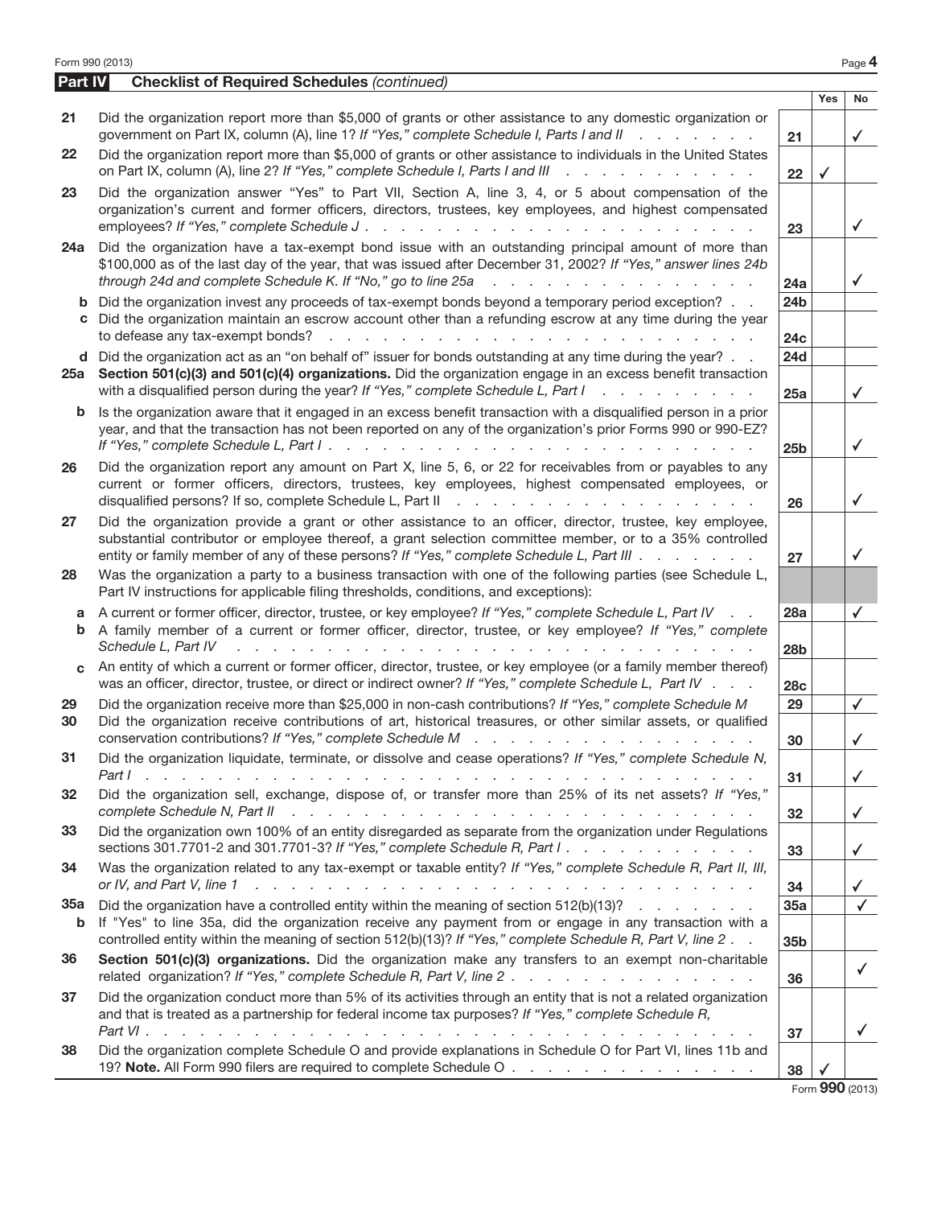**Part IV — Checklist of Required Schedules** *(continued)*

| | | | Yes | No |
|---|---|---|---|---|
| 21 | Did the organization report more than $5,000 of grants or other assistance to any domestic organization or government on Part IX, column (A), line 1? *If "Yes," complete Schedule I, Parts I and II* | 21 | | ✓ |
| 22 | Did the organization report more than $5,000 of grants or other assistance to individuals in the United States on Part IX, column (A), line 2? *If "Yes," complete Schedule I, Parts I and III* | 22 | ✓ | |
| 23 | Did the organization answer "Yes" to Part VII, Section A, line 3, 4, or 5 about compensation of the organization's current and former officers, directors, trustees, key employees, and highest compensated employees? *If "Yes," complete Schedule J* | 23 | | ✓ |
| 24a | Did the organization have a tax-exempt bond issue with an outstanding principal amount of more than $100,000 as of the last day of the year, that was issued after December 31, 2002? *If "Yes," answer lines 24b through 24d and complete Schedule K. If "No," go to line 25a* | 24a | | ✓ |
| b | Did the organization invest any proceeds of tax-exempt bonds beyond a temporary period exception? | 24b | | |
| c | Did the organization maintain an escrow account other than a refunding escrow at any time during the year to defease any tax-exempt bonds? | 24c | | |
| d | Did the organization act as an "on behalf of" issuer for bonds outstanding at any time during the year? | 24d | | |
| 25a | **Section 501(c)(3) and 501(c)(4) organizations.** Did the organization engage in an excess benefit transaction with a disqualified person during the year? *If "Yes," complete Schedule L, Part I* | 25a | | ✓ |
| b | Is the organization aware that it engaged in an excess benefit transaction with a disqualified person in a prior year, and that the transaction has not been reported on any of the organization's prior Forms 990 or 990-EZ? *If "Yes," complete Schedule L, Part I* | 25b | | ✓ |
| 26 | Did the organization report any amount on Part X, line 5, 6, or 22 for receivables from or payables to any current or former officers, directors, trustees, key employees, highest compensated employees, or disqualified persons? If so, complete Schedule L, Part II | 26 | | ✓ |
| 27 | Did the organization provide a grant or other assistance to an officer, director, trustee, key employee, substantial contributor or employee thereof, a grant selection committee member, or to a 35% controlled entity or family member of any of these persons? *If "Yes," complete Schedule L, Part III* | 27 | | ✓ |
| 28 | Was the organization a party to a business transaction with one of the following parties (see Schedule L, Part IV instructions for applicable filing thresholds, conditions, and exceptions): | | | |
| a | A current or former officer, director, trustee, or key employee? *If "Yes," complete Schedule L, Part IV* | 28a | | ✓ |
| b | A family member of a current or former officer, director, trustee, or key employee? *If "Yes," complete Schedule L, Part IV* | 28b | | |
| c | An entity of which a current or former officer, director, trustee, or key employee (or a family member thereof) was an officer, director, trustee, or direct or indirect owner? *If "Yes," complete Schedule L, Part IV* | 28c | | |
| 29 | Did the organization receive more than $25,000 in non-cash contributions? *If "Yes," complete Schedule M* | 29 | | ✓ |
| 30 | Did the organization receive contributions of art, historical treasures, or other similar assets, or qualified conservation contributions? *If "Yes," complete Schedule M* | 30 | | ✓ |
| 31 | Did the organization liquidate, terminate, or dissolve and cease operations? *If "Yes," complete Schedule N, Part I* | 31 | | ✓ |
| 32 | Did the organization sell, exchange, dispose of, or transfer more than 25% of its net assets? *If "Yes," complete Schedule N, Part II* | 32 | | ✓ |
| 33 | Did the organization own 100% of an entity disregarded as separate from the organization under Regulations sections 301.7701-2 and 301.7701-3? *If "Yes," complete Schedule R, Part I* | 33 | | ✓ |
| 34 | Was the organization related to any tax-exempt or taxable entity? *If "Yes," complete Schedule R, Part II, III, or IV, and Part V, line 1* | 34 | | ✓ |
| 35a | Did the organization have a controlled entity within the meaning of section 512(b)(13)? | 35a | | ✓ |
| b | If "Yes" to line 35a, did the organization receive any payment from or engage in any transaction with a controlled entity within the meaning of section 512(b)(13)? *If "Yes," complete Schedule R, Part V, line 2* | 35b | | |
| 36 | **Section 501(c)(3) organizations.** Did the organization make any transfers to an exempt non-charitable related organization? *If "Yes," complete Schedule R, Part V, line 2* | 36 | | ✓ |
| 37 | Did the organization conduct more than 5% of its activities through an entity that is not a related organization and that is treated as a partnership for federal income tax purposes? *If "Yes," complete Schedule R, Part VI* | 37 | | ✓ |
| 38 | Did the organization complete Schedule O and provide explanations in Schedule O for Part VI, lines 11b and 19? **Note.** All Form 990 filers are required to complete Schedule O | 38 | ✓ | |

Form **990** (2013)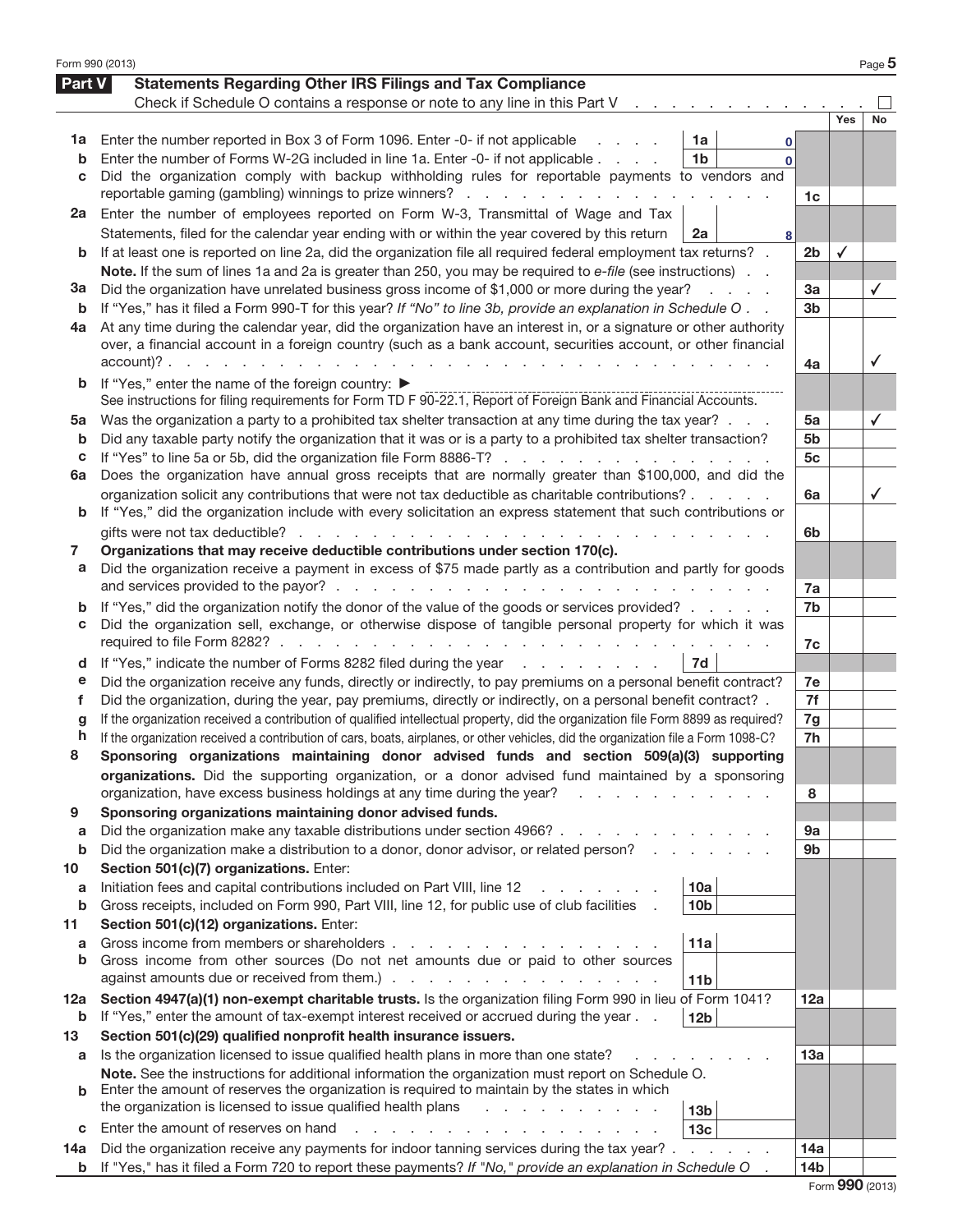## Part V Statements Regarding Other IRS Filings and Tax Compliance

Check if Schedule O contains a response or note to any line in this Part V . . . . . . . . . . . . . . ☐

| | | | | | Yes | No |
|---|---|---|---|---|---|---|
| **1a** | Enter the number reported in Box 3 of Form 1096. Enter -0- if not applicable | 1a | 0 | | | |
| **b** | Enter the number of Forms W-2G included in line 1a. Enter -0- if not applicable | 1b | 0 | | | |
| **c** | Did the organization comply with backup withholding rules for reportable payments to vendors and reportable gaming (gambling) winnings to prize winners? | | | 1c | | |
| **2a** | Enter the number of employees reported on Form W-3, Transmittal of Wage and Tax Statements, filed for the calendar year ending with or within the year covered by this return | 2a | 8 | | | |
| **b** | If at least one is reported on line 2a, did the organization file all required federal employment tax returns? | | | 2b | ✓ | |
| | **Note.** If the sum of lines 1a and 2a is greater than 250, you may be required to *e-file* (see instructions) | | | | | |
| **3a** | Did the organization have unrelated business gross income of $1,000 or more during the year? | | | 3a | | ✓ |
| **b** | If "Yes," has it filed a Form 990-T for this year? *If "No" to line 3b, provide an explanation in Schedule O* | | | 3b | | |
| **4a** | At any time during the calendar year, did the organization have an interest in, or a signature or other authority over, a financial account in a foreign country (such as a bank account, securities account, or other financial account)? | | | 4a | | ✓ |
| **b** | If "Yes," enter the name of the foreign country: ► See instructions for filing requirements for Form TD F 90-22.1, Report of Foreign Bank and Financial Accounts. | | | | | |
| **5a** | Was the organization a party to a prohibited tax shelter transaction at any time during the tax year? | | | 5a | | ✓ |
| **b** | Did any taxable party notify the organization that it was or is a party to a prohibited tax shelter transaction? | | | 5b | | |
| **c** | If "Yes" to line 5a or 5b, did the organization file Form 8886-T? | | | 5c | | |
| **6a** | Does the organization have annual gross receipts that are normally greater than $100,000, and did the organization solicit any contributions that were not tax deductible as charitable contributions? | | | 6a | | ✓ |
| **b** | If "Yes," did the organization include with every solicitation an express statement that such contributions or gifts were not tax deductible? | | | 6b | | |
| **7** | **Organizations that may receive deductible contributions under section 170(c).** | | | | | |
| **a** | Did the organization receive a payment in excess of $75 made partly as a contribution and partly for goods and services provided to the payor? | | | 7a | | |
| **b** | If "Yes," did the organization notify the donor of the value of the goods or services provided? | | | 7b | | |
| **c** | Did the organization sell, exchange, or otherwise dispose of tangible personal property for which it was required to file Form 8282? | | | 7c | | |
| **d** | If "Yes," indicate the number of Forms 8282 filed during the year | 7d | | | | |
| **e** | Did the organization receive any funds, directly or indirectly, to pay premiums on a personal benefit contract? | | | 7e | | |
| **f** | Did the organization, during the year, pay premiums, directly or indirectly, on a personal benefit contract? | | | 7f | | |
| **g** | If the organization received a contribution of qualified intellectual property, did the organization file Form 8899 as required? | | | 7g | | |
| **h** | If the organization received a contribution of cars, boats, airplanes, or other vehicles, did the organization file a Form 1098-C? | | | 7h | | |
| **8** | **Sponsoring organizations maintaining donor advised funds and section 509(a)(3) supporting organizations.** Did the supporting organization, or a donor advised fund maintained by a sponsoring organization, have excess business holdings at any time during the year? | | | 8 | | |
| **9** | **Sponsoring organizations maintaining donor advised funds.** | | | | | |
| **a** | Did the organization make any taxable distributions under section 4966? | | | 9a | | |
| **b** | Did the organization make a distribution to a donor, donor advisor, or related person? | | | 9b | | |
| **10** | **Section 501(c)(7) organizations.** Enter: | | | | | |
| **a** | Initiation fees and capital contributions included on Part VIII, line 12 | 10a | | | | |
| **b** | Gross receipts, included on Form 990, Part VIII, line 12, for public use of club facilities | 10b | | | | |
| **11** | **Section 501(c)(12) organizations.** Enter: | | | | | |
| **a** | Gross income from members or shareholders | 11a | | | | |
| **b** | Gross income from other sources (Do not net amounts due or paid to other sources against amounts due or received from them.) | 11b | | | | |
| **12a** | **Section 4947(a)(1) non-exempt charitable trusts.** Is the organization filing Form 990 in lieu of Form 1041? | | | 12a | | |
| **b** | If "Yes," enter the amount of tax-exempt interest received or accrued during the year | 12b | | | | |
| **13** | **Section 501(c)(29) qualified nonprofit health insurance issuers.** | | | | | |
| **a** | Is the organization licensed to issue qualified health plans in more than one state? | | | 13a | | |
| | **Note.** See the instructions for additional information the organization must report on Schedule O. | | | | | |
| **b** | Enter the amount of reserves the organization is required to maintain by the states in which the organization is licensed to issue qualified health plans | 13b | | | | |
| **c** | Enter the amount of reserves on hand | 13c | | | | |
| **14a** | Did the organization receive any payments for indoor tanning services during the tax year? | | | 14a | | |
| **b** | If "Yes," has it filed a Form 720 to report these payments? *If "No," provide an explanation in Schedule O* | | | 14b | | |

Form **990** (2013)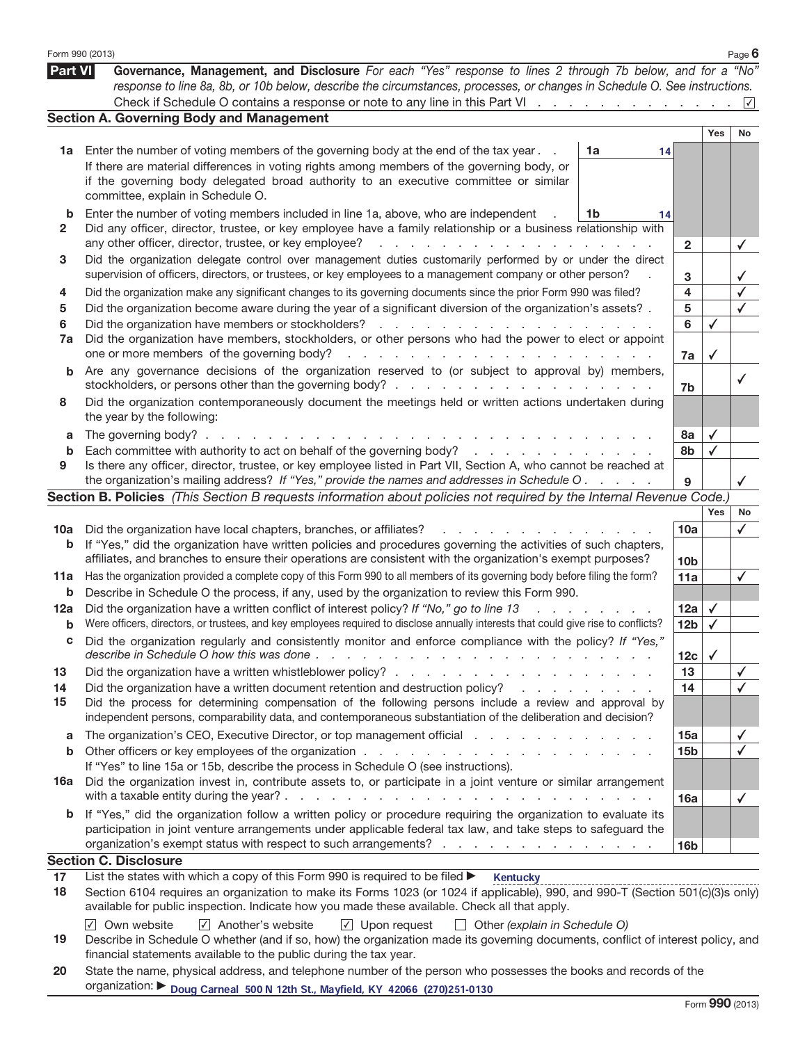## Part VI Governance, Management, and Disclosure

*For each "Yes" response to lines 2 through 7b below, and for a "No" response to line 8a, 8b, or 10b below, describe the circumstances, processes, or changes in Schedule O. See instructions.*

Check if Schedule O contains a response or note to any line in this Part VI . . . ☑

### Section A. Governing Body and Management

| | | | | Yes | No |
|---|---|---|---|---|---|
| **1a** | Enter the number of voting members of the governing body at the end of the tax year. If there are material differences in voting rights among members of the governing body, or if the governing body delegated broad authority to an executive committee or similar committee, explain in Schedule O. | 1a | 14 | | |
| **b** | Enter the number of voting members included in line 1a, above, who are independent | 1b | 14 | | |
| **2** | Did any officer, director, trustee, or key employee have a family relationship or a business relationship with any other officer, director, trustee, or key employee? | | 2 | | ✓ |
| **3** | Did the organization delegate control over management duties customarily performed by or under the direct supervision of officers, directors, or trustees, or key employees to a management company or other person? | | 3 | | ✓ |
| **4** | Did the organization make any significant changes to its governing documents since the prior Form 990 was filed? | | 4 | | ✓ |
| **5** | Did the organization become aware during the year of a significant diversion of the organization's assets? | | 5 | | ✓ |
| **6** | Did the organization have members or stockholders? | | 6 | ✓ | |
| **7a** | Did the organization have members, stockholders, or other persons who had the power to elect or appoint one or more members of the governing body? | | 7a | ✓ | |
| **b** | Are any governance decisions of the organization reserved to (or subject to approval by) members, stockholders, or persons other than the governing body? | | 7b | | ✓ |
| **8** | Did the organization contemporaneously document the meetings held or written actions undertaken during the year by the following: | | | | |
| **a** | The governing body? | | 8a | ✓ | |
| **b** | Each committee with authority to act on behalf of the governing body? | | 8b | ✓ | |
| **9** | Is there any officer, director, trustee, or key employee listed in Part VII, Section A, who cannot be reached at the organization's mailing address? *If "Yes," provide the names and addresses in Schedule O* | | 9 | | ✓ |

### Section B. Policies *(This Section B requests information about policies not required by the Internal Revenue Code.)*

| | | | Yes | No |
|---|---|---|---|---|
| **10a** | Did the organization have local chapters, branches, or affiliates? | 10a | | ✓ |
| **b** | If "Yes," did the organization have written policies and procedures governing the activities of such chapters, affiliates, and branches to ensure their operations are consistent with the organization's exempt purposes? | 10b | | |
| **11a** | Has the organization provided a complete copy of this Form 990 to all members of its governing body before filing the form? | 11a | | ✓ |
| **b** | Describe in Schedule O the process, if any, used by the organization to review this Form 990. | | | |
| **12a** | Did the organization have a written conflict of interest policy? *If "No," go to line 13* | 12a | ✓ | |
| **b** | Were officers, directors, or trustees, and key employees required to disclose annually interests that could give rise to conflicts? | 12b | ✓ | |
| **c** | Did the organization regularly and consistently monitor and enforce compliance with the policy? *If "Yes," describe in Schedule O how this was done* | 12c | ✓ | |
| **13** | Did the organization have a written whistleblower policy? | 13 | | ✓ |
| **14** | Did the organization have a written document retention and destruction policy? | 14 | | ✓ |
| **15** | Did the process for determining compensation of the following persons include a review and approval by independent persons, comparability data, and contemporaneous substantiation of the deliberation and decision? | | | |
| **a** | The organization's CEO, Executive Director, or top management official | 15a | | ✓ |
| **b** | Other officers or key employees of the organization | 15b | | ✓ |
| | If "Yes" to line 15a or 15b, describe the process in Schedule O (see instructions). | | | |
| **16a** | Did the organization invest in, contribute assets to, or participate in a joint venture or similar arrangement with a taxable entity during the year? | 16a | | ✓ |
| **b** | If "Yes," did the organization follow a written policy or procedure requiring the organization to evaluate its participation in joint venture arrangements under applicable federal tax law, and take steps to safeguard the organization's exempt status with respect to such arrangements? | 16b | | |

### Section C. Disclosure

**17** List the states with which a copy of this Form 990 is required to be filed ▶ Kentucky

**18** Section 6104 requires an organization to make its Forms 1023 (or 1024 if applicable), 990, and 990-T (Section 501(c)(3)s only) available for public inspection. Indicate how you made these available. Check all that apply.

☑ Own website ☑ Another's website ☑ Upon request ☐ Other *(explain in Schedule O)*

**19** Describe in Schedule O whether (and if so, how) the organization made its governing documents, conflict of interest policy, and financial statements available to the public during the tax year.

**20** State the name, physical address, and telephone number of the person who possesses the books and records of the organization: ▶ Doug Carneal 500 N 12th St., Mayfield, KY 42066 (270)251-0130

Form **990** (2013)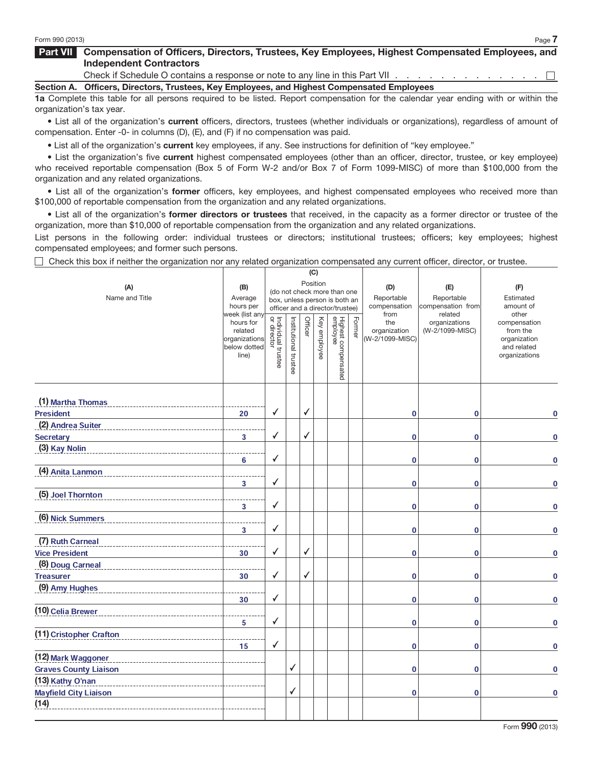## Part VII Compensation of Officers, Directors, Trustees, Key Employees, Highest Compensated Employees, and Independent Contractors

Check if Schedule O contains a response or note to any line in this Part VII . . . . . . . . . . . . . . . ☐

### Section A. Officers, Directors, Trustees, Key Employees, and Highest Compensated Employees

**1a** Complete this table for all persons required to be listed. Report compensation for the calendar year ending with or within the organization's tax year.

- List all of the organization's **current** officers, directors, trustees (whether individuals or organizations), regardless of amount of compensation. Enter -0- in columns (D), (E), and (F) if no compensation was paid.
- List all of the organization's **current** key employees, if any. See instructions for definition of "key employee."
- List the organization's five **current** highest compensated employees (other than an officer, director, trustee, or key employee) who received reportable compensation (Box 5 of Form W-2 and/or Box 7 of Form 1099-MISC) of more than $100,000 from the organization and any related organizations.
- List all of the organization's **former** officers, key employees, and highest compensated employees who received more than $100,000 of reportable compensation from the organization and any related organizations.
- List all of the organization's **former directors or trustees** that received, in the capacity as a former director or trustee of the organization, more than $10,000 of reportable compensation from the organization and any related organizations.

List persons in the following order: individual trustees or directors; institutional trustees; officers; key employees; highest compensated employees; and former such persons.

☐ Check this box if neither the organization nor any related organization compensated any current officer, director, or trustee.

| (A) Name and Title | (B) Average hours per week (list any hours for related organizations below dotted line) | (C) Position (do not check more than one box, unless person is both an officer and a director/trustee) | | | | | | (D) Reportable compensation from the organization (W-2/1099-MISC) | (E) Reportable compensation from related organizations (W-2/1099-MISC) | (F) Estimated amount of other compensation from the organization and related organizations |
|---|---|---|---|---|---|---|---|---|---|---|
| | | Individual trustee or director | Institutional trustee | Officer | Key employee | Highest compensated employee | Former | | | |
| (1) Martha Thomas<br>President | 20 | ✓ | | ✓ | | | | 0 | 0 | 0 |
| (2) Andrea Suiter<br>Secretary | 3 | ✓ | | ✓ | | | | 0 | 0 | 0 |
| (3) Kay Nolin | 6 | ✓ | | | | | | 0 | 0 | 0 |
| (4) Anita Lanmon | 3 | ✓ | | | | | | 0 | 0 | 0 |
| (5) Joel Thornton | 3 | ✓ | | | | | | 0 | 0 | 0 |
| (6) Nick Summers | 3 | ✓ | | | | | | 0 | 0 | 0 |
| (7) Ruth Carneal<br>Vice President | 30 | ✓ | | ✓ | | | | 0 | 0 | 0 |
| (8) Doug Carneal<br>Treasurer | 30 | ✓ | | ✓ | | | | 0 | 0 | 0 |
| (9) Amy Hughes | 30 | ✓ | | | | | | 0 | 0 | 0 |
| (10) Celia Brewer | 5 | ✓ | | | | | | 0 | 0 | 0 |
| (11) Cristopher Crafton | 15 | ✓ | | | | | | 0 | 0 | 0 |
| (12) Mark Waggoner<br>Graves County Liaison | | | ✓ | | | | | 0 | 0 | 0 |
| (13) Kathy O'nan<br>Mayfield City Liaison | | | ✓ | | | | | 0 | 0 | 0 |
| (14) | | | | | | | | | | |

Form **990** (2013)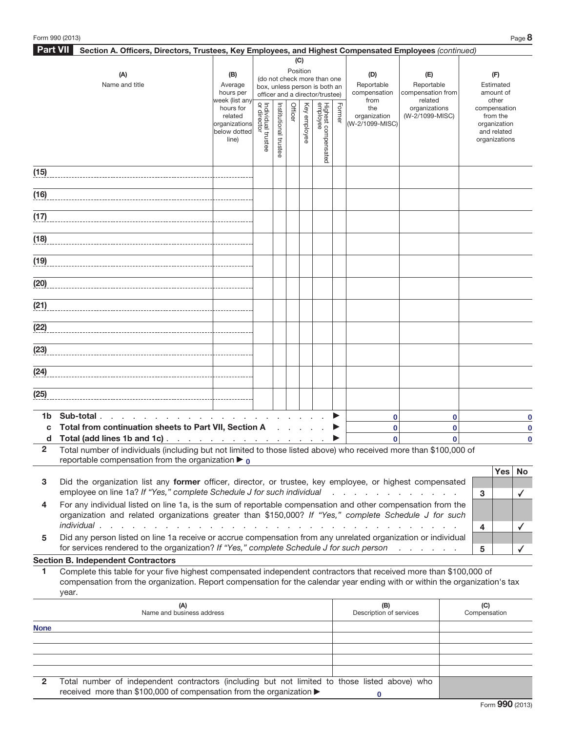## Part VII Section A. Officers, Directors, Trustees, Key Employees, and Highest Compensated Employees *(continued)*

| (A) Name and title | (B) Average hours per week (list any hours for related organizations below dotted line) | (C) Position (do not check more than one box, unless person is both an officer and a director/trustee) | | | | | | (D) Reportable compensation from the organization (W-2/1099-MISC) | (E) Reportable compensation from related organizations (W-2/1099-MISC) | (F) Estimated amount of other compensation from the organization and related organizations |
|---|---|---|---|---|---|---|---|---|---|---|
| | | Individual trustee or director | Institutional trustee | Officer | Key employee | Highest compensated employee | Former | | | |
| (15) | | | | | | | | | | |
| (16) | | | | | | | | | | |
| (17) | | | | | | | | | | |
| (18) | | | | | | | | | | |
| (19) | | | | | | | | | | |
| (20) | | | | | | | | | | |
| (21) | | | | | | | | | | |
| (22) | | | | | | | | | | |
| (23) | | | | | | | | | | |
| (24) | | | | | | | | | | |
| (25) | | | | | | | | | | |
| **1b Sub-total** ▶ | | | | | | | | 0 | 0 | 0 |
| **c Total from continuation sheets to Part VII, Section A** ▶ | | | | | | | | 0 | 0 | 0 |
| **d Total (add lines 1b and 1c)** ▶ | | | | | | | | 0 | 0 | 0 |

**2** Total number of individuals (including but not limited to those listed above) who received more than $100,000 of reportable compensation from the organization ▶ 0

| | | | Yes | No |
|---|---|---|---|---|
| **3** | Did the organization list any **former** officer, director, or trustee, key employee, or highest compensated employee on line 1a? *If "Yes," complete Schedule J for such individual* | 3 | | ✓ |
| **4** | For any individual listed on line 1a, is the sum of reportable compensation and other compensation from the organization and related organizations greater than $150,000? *If "Yes," complete Schedule J for such individual* | 4 | | ✓ |
| **5** | Did any person listed on line 1a receive or accrue compensation from any unrelated organization or individual for services rendered to the organization? *If "Yes," complete Schedule J for such person* | 5 | | ✓ |

### Section B. Independent Contractors

**1** Complete this table for your five highest compensated independent contractors that received more than $100,000 of compensation from the organization. Report compensation for the calendar year ending with or within the organization's tax year.

| (A) Name and business address | (B) Description of services | (C) Compensation |
|---|---|---|
| None | | |
| | | |
| | | |
| | | |
| | | |

**2** Total number of independent contractors (including but not limited to those listed above) who received more than $100,000 of compensation from the organization ▶ 0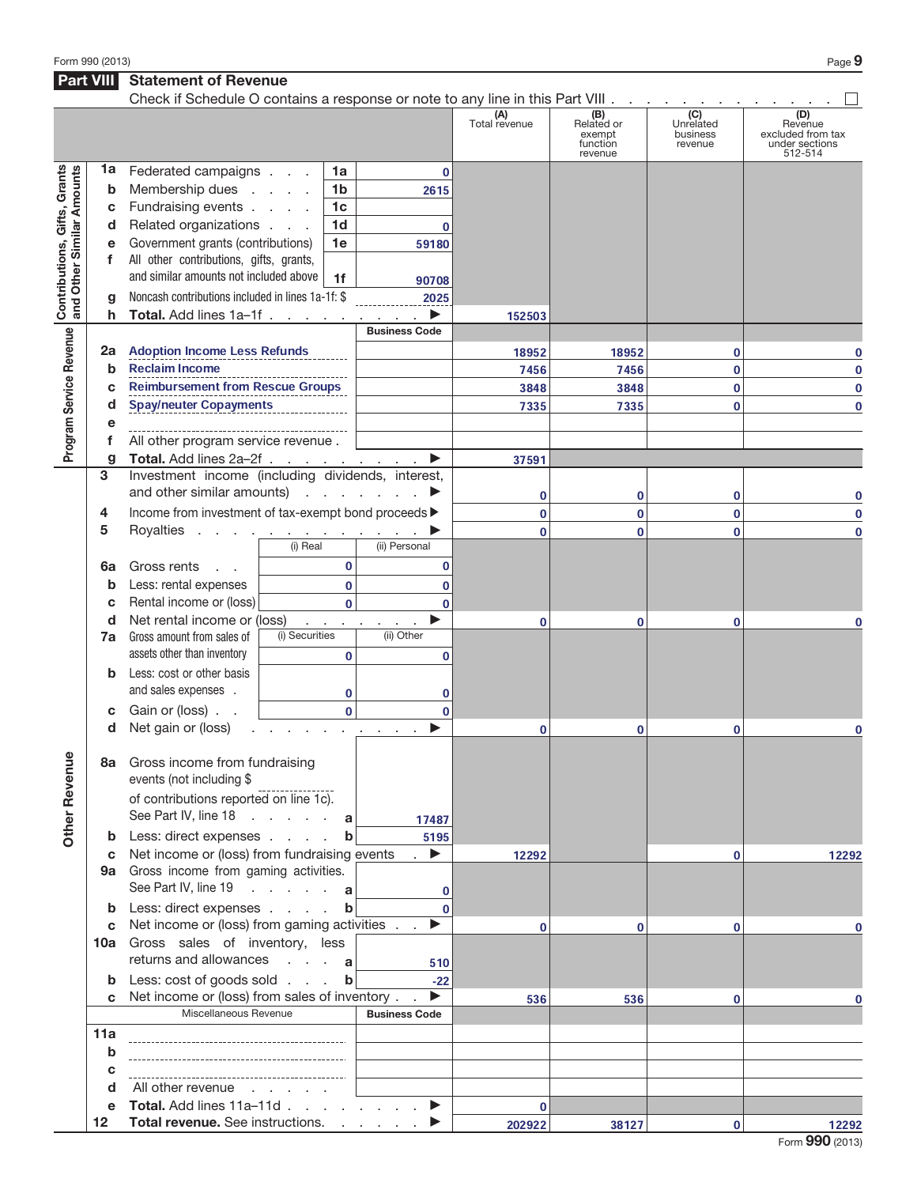## Part VIII Statement of Revenue

Check if Schedule O contains a response or note to any line in this Part VIII . . . . . . . . . . . . . . ☐

| | | | | (A) Total revenue | (B) Related or exempt function revenue | (C) Unrelated business revenue | (D) Revenue excluded from tax under sections 512-514 |
|---|---|---|---|---|---|---|---|
| **Contributions, Gifts, Grants and Other Similar Amounts** | 1a | Federated campaigns . . . **1a** | 0 | | | | |
| | b | Membership dues . . . . **1b** | 2615 | | | | |
| | c | Fundraising events . . . . **1c** | | | | | |
| | d | Related organizations . . . **1d** | 0 | | | | |
| | e | Government grants (contributions) **1e** | 59180 | | | | |
| | f | All other contributions, gifts, grants, and similar amounts not included above **1f** | 90708 | | | | |
| | g | Noncash contributions included in lines 1a-1f: $ | 2025 | | | | |
| | h | **Total.** Add lines 1a–1f . . . . . . . . ▶ | | 152503 | | | |
| **Program Service Revenue** | | | **Business Code** | | | | |
| | 2a | Adoption Income Less Refunds | | 18952 | 18952 | 0 | 0 |
| | b | Reclaim Income | | 7456 | 7456 | 0 | 0 |
| | c | Reimbursement from Rescue Groups | | 3848 | 3848 | 0 | 0 |
| | d | Spay/neuter Copayments | | 7335 | 7335 | 0 | 0 |
| | e | | | | | | |
| | f | All other program service revenue . | | | | | |
| | g | **Total.** Add lines 2a–2f . . . . . . . . . ▶ | | 37591 | | | |
| **Other Revenue** | 3 | Investment income (including dividends, interest, and other similar amounts) . . . . . . . ▶ | | 0 | 0 | 0 | 0 |
| | 4 | Income from investment of tax-exempt bond proceeds ▶ | | 0 | 0 | 0 | 0 |
| | 5 | Royalties . . . . . . . . . . . . . ▶ | | 0 | 0 | 0 | 0 |
| | | (i) Real | (ii) Personal | | | | |
| | 6a | Gross rents . . 0 | 0 | | | | |
| | b | Less: rental expenses 0 | 0 | | | | |
| | c | Rental income or (loss) 0 | 0 | | | | |
| | d | Net rental income or (loss) . . . . . . . ▶ | | 0 | 0 | 0 | 0 |
| | | (i) Securities | (ii) Other | | | | |
| | 7a | Gross amount from sales of assets other than inventory 0 | 0 | | | | |
| | b | Less: cost or other basis and sales expenses . 0 | 0 | | | | |
| | c | Gain or (loss) . . 0 | 0 | | | | |
| | d | Net gain or (loss) . . . . . . . . . . ▶ | | 0 | 0 | 0 | 0 |
| | 8a | Gross income from fundraising events (not including $ ______ of contributions reported on line 1c). See Part IV, line 18 . . . . . . **a** | 17487 | | | | |
| | b | Less: direct expenses . . . . **b** | 5195 | | | | |
| | c | Net income or (loss) from fundraising events . ▶ | | 12292 | | 0 | 12292 |
| | 9a | Gross income from gaming activities. See Part IV, line 19 . . . . . . **a** | 0 | | | | |
| | b | Less: direct expenses . . . . **b** | 0 | | | | |
| | c | Net income or (loss) from gaming activities . . ▶ | | 0 | 0 | 0 | 0 |
| | 10a | Gross sales of inventory, less returns and allowances . . . . **a** | 510 | | | | |
| | b | Less: cost of goods sold . . . **b** | -22 | | | | |
| | c | Net income or (loss) from sales of inventory . . ▶ | | 536 | 536 | 0 | 0 |
| | | Miscellaneous Revenue | **Business Code** | | | | |
| | 11a | | | | | | |
| | b | | | | | | |
| | c | | | | | | |
| | d | All other revenue . . . . . . | | | | | |
| | e | **Total.** Add lines 11a–11d . . . . . . . . ▶ | | 0 | | | |
| | 12 | **Total revenue.** See instructions. . . . . . ▶ | | 202922 | 38127 | 0 | 12292 |

Form **990** (2013)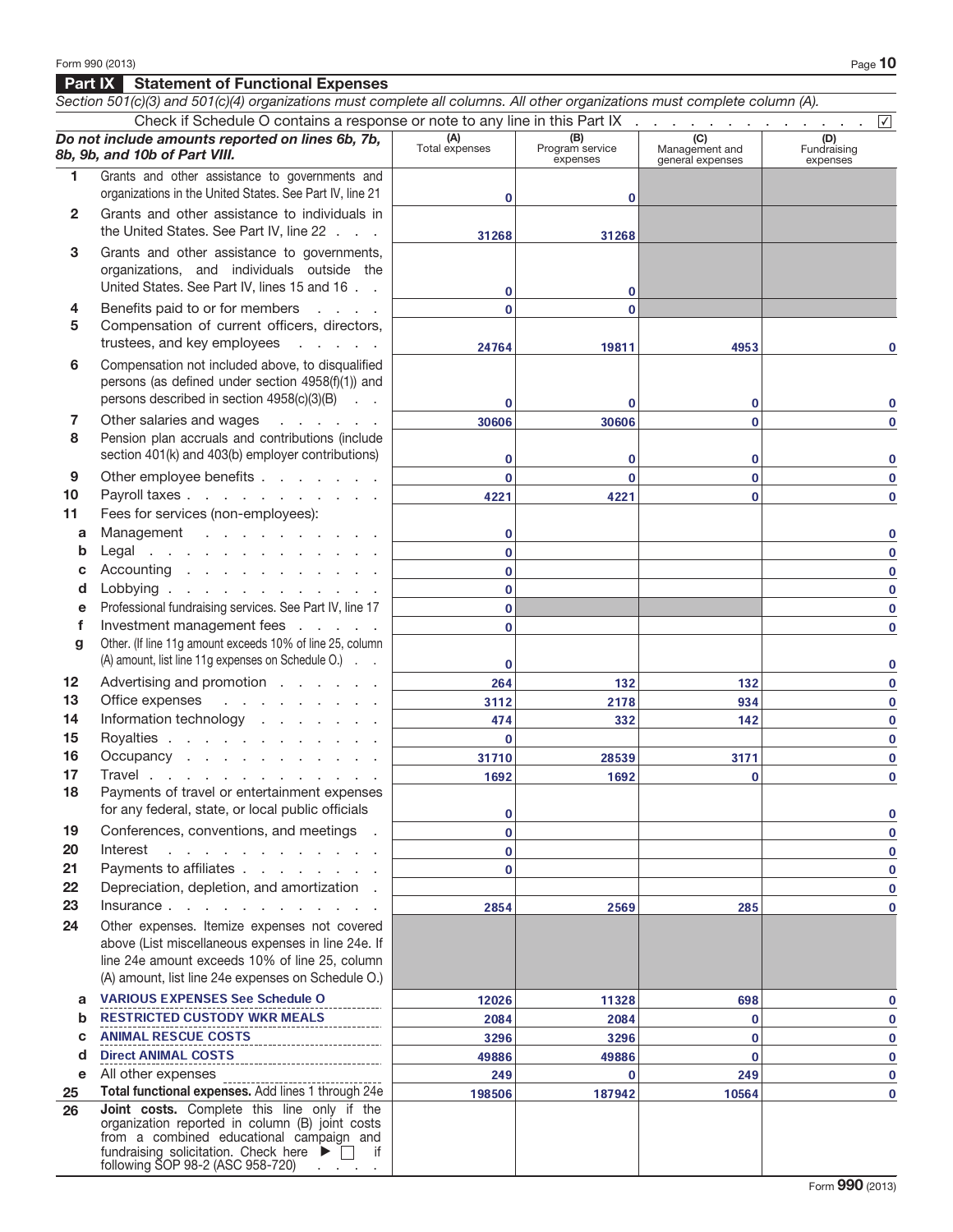## Part IX Statement of Functional Expenses

*Section 501(c)(3) and 501(c)(4) organizations must complete all columns. All other organizations must complete column (A).*

Check if Schedule O contains a response or note to any line in this Part IX . . . ☑

| *Do not include amounts reported on lines 6b, 7b, 8b, 9b, and 10b of Part VIII.* | (A) Total expenses | (B) Program service expenses | (C) Management and general expenses | (D) Fundraising expenses |
|---|---|---|---|---|
| 1 Grants and other assistance to governments and organizations in the United States. See Part IV, line 21 | 0 | 0 | | |
| 2 Grants and other assistance to individuals in the United States. See Part IV, line 22 | 31268 | 31268 | | |
| 3 Grants and other assistance to governments, organizations, and individuals outside the United States. See Part IV, lines 15 and 16 | 0 | 0 | | |
| 4 Benefits paid to or for members | 0 | 0 | | |
| 5 Compensation of current officers, directors, trustees, and key employees | 24764 | 19811 | 4953 | 0 |
| 6 Compensation not included above, to disqualified persons (as defined under section 4958(f)(1)) and persons described in section 4958(c)(3)(B) | 0 | 0 | 0 | 0 |
| 7 Other salaries and wages | 30606 | 30606 | 0 | 0 |
| 8 Pension plan accruals and contributions (include section 401(k) and 403(b) employer contributions) | 0 | 0 | 0 | 0 |
| 9 Other employee benefits | 0 | 0 | 0 | 0 |
| 10 Payroll taxes | 4221 | 4221 | 0 | 0 |
| 11 Fees for services (non-employees): | | | | |
| a Management | 0 | | | 0 |
| b Legal | 0 | | | 0 |
| c Accounting | 0 | | | 0 |
| d Lobbying | 0 | | | 0 |
| e Professional fundraising services. See Part IV, line 17 | 0 | | | 0 |
| f Investment management fees | 0 | | | 0 |
| g Other. (If line 11g amount exceeds 10% of line 25, column (A) amount, list line 11g expenses on Schedule O.) | 0 | | | 0 |
| 12 Advertising and promotion | 264 | 132 | 132 | 0 |
| 13 Office expenses | 3112 | 2178 | 934 | 0 |
| 14 Information technology | 474 | 332 | 142 | 0 |
| 15 Royalties | 0 | | | 0 |
| 16 Occupancy | 31710 | 28539 | 3171 | 0 |
| 17 Travel | 1692 | 1692 | 0 | 0 |
| 18 Payments of travel or entertainment expenses for any federal, state, or local public officials | 0 | | | 0 |
| 19 Conferences, conventions, and meetings | 0 | | | 0 |
| 20 Interest | 0 | | | 0 |
| 21 Payments to affiliates | 0 | | | 0 |
| 22 Depreciation, depletion, and amortization | | | | 0 |
| 23 Insurance | 2854 | 2569 | 285 | 0 |
| 24 Other expenses. Itemize expenses not covered above (List miscellaneous expenses in line 24e. If line 24e amount exceeds 10% of line 25, column (A) amount, list line 24e expenses on Schedule O.) | | | | |
| a VARIOUS EXPENSES See Schedule O | 12026 | 11328 | 698 | 0 |
| b RESTRICTED CUSTODY WKR MEALS | 2084 | 2084 | 0 | 0 |
| c ANIMAL RESCUE COSTS | 3296 | 3296 | 0 | 0 |
| d Direct ANIMAL COSTS | 49886 | 49886 | 0 | 0 |
| e All other expenses | 249 | 0 | 249 | 0 |
| 25 **Total functional expenses.** Add lines 1 through 24e | 198506 | 187942 | 10564 | 0 |
| 26 **Joint costs.** Complete this line only if the organization reported in column (B) joint costs from a combined educational campaign and fundraising solicitation. Check here ▶ ☐ if following SOP 98-2 (ASC 958-720) | | | | |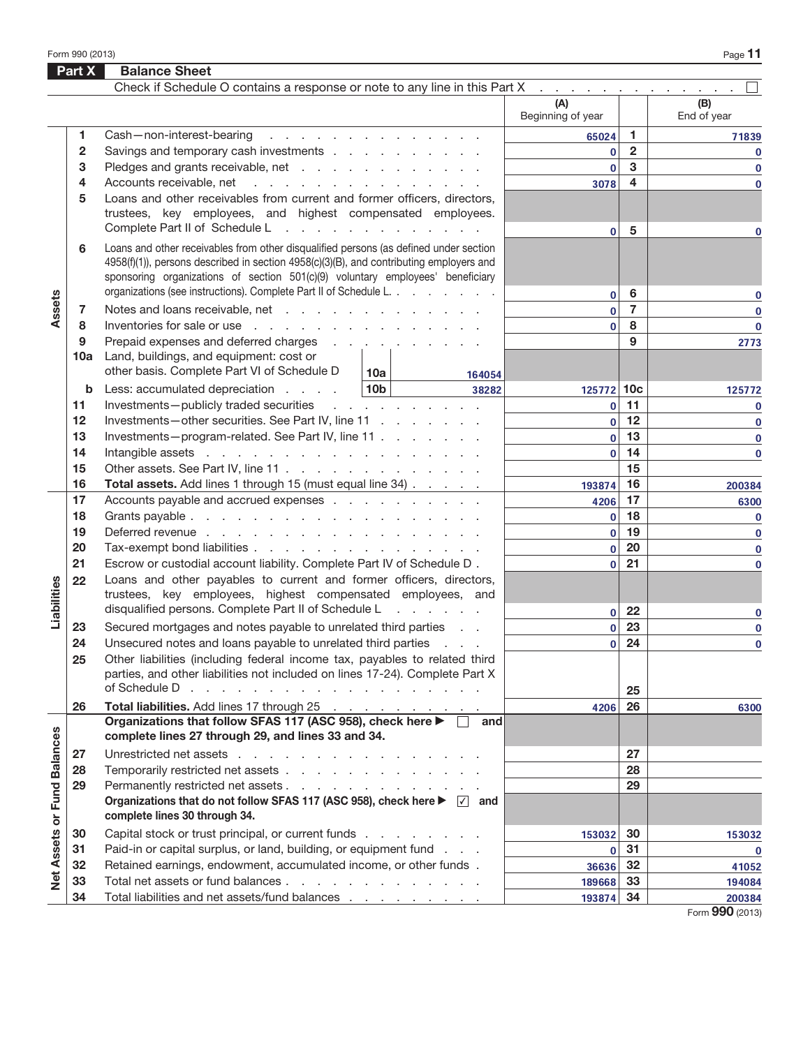## Part X Balance Sheet

Check if Schedule O contains a response or note to any line in this Part X . . . . . . . . . . . . . . ☐

| Section | Line | Description | | | (A) Beginning of year | | (B) End of year |
|---|---|---|---|---|---|---|---|
| Assets | 1 | Cash—non-interest-bearing | | | 65024 | 1 | 71839 |
| | 2 | Savings and temporary cash investments | | | 0 | 2 | 0 |
| | 3 | Pledges and grants receivable, net | | | 0 | 3 | 0 |
| | 4 | Accounts receivable, net | | | 3078 | 4 | 0 |
| | 5 | Loans and other receivables from current and former officers, directors, trustees, key employees, and highest compensated employees. Complete Part II of Schedule L | | | 0 | 5 | 0 |
| | 6 | Loans and other receivables from other disqualified persons (as defined under section 4958(f)(1)), persons described in section 4958(c)(3)(B), and contributing employers and sponsoring organizations of section 501(c)(9) voluntary employees' beneficiary organizations (see instructions). Complete Part II of Schedule L | | | 0 | 6 | 0 |
| | 7 | Notes and loans receivable, net | | | 0 | 7 | 0 |
| | 8 | Inventories for sale or use | | | 0 | 8 | 0 |
| | 9 | Prepaid expenses and deferred charges | | | | 9 | 2773 |
| | 10a | Land, buildings, and equipment: cost or other basis. Complete Part VI of Schedule D | 10a | 164054 | | | |
| | b | Less: accumulated depreciation | 10b | 38282 | 125772 | 10c | 125772 |
| | 11 | Investments—publicly traded securities | | | 0 | 11 | 0 |
| | 12 | Investments—other securities. See Part IV, line 11 | | | 0 | 12 | 0 |
| | 13 | Investments—program-related. See Part IV, line 11 | | | 0 | 13 | 0 |
| | 14 | Intangible assets | | | 0 | 14 | 0 |
| | 15 | Other assets. See Part IV, line 11 | | | | 15 | |
| | 16 | **Total assets.** Add lines 1 through 15 (must equal line 34) | | | 193874 | 16 | 200384 |
| Liabilities | 17 | Accounts payable and accrued expenses | | | 4206 | 17 | 6300 |
| | 18 | Grants payable | | | 0 | 18 | 0 |
| | 19 | Deferred revenue | | | 0 | 19 | 0 |
| | 20 | Tax-exempt bond liabilities | | | 0 | 20 | 0 |
| | 21 | Escrow or custodial account liability. Complete Part IV of Schedule D | | | 0 | 21 | 0 |
| | 22 | Loans and other payables to current and former officers, directors, trustees, key employees, highest compensated employees, and disqualified persons. Complete Part II of Schedule L | | | 0 | 22 | 0 |
| | 23 | Secured mortgages and notes payable to unrelated third parties | | | 0 | 23 | 0 |
| | 24 | Unsecured notes and loans payable to unrelated third parties | | | 0 | 24 | 0 |
| | 25 | Other liabilities (including federal income tax, payables to related third parties, and other liabilities not included on lines 17-24). Complete Part X of Schedule D | | | | 25 | |
| | 26 | **Total liabilities.** Add lines 17 through 25 | | | 4206 | 26 | 6300 |
| Net Assets or Fund Balances | | **Organizations that follow SFAS 117 (ASC 958), check here ▶ ☐ and complete lines 27 through 29, and lines 33 and 34.** | | | | | |
| | 27 | Unrestricted net assets | | | | 27 | |
| | 28 | Temporarily restricted net assets | | | | 28 | |
| | 29 | Permanently restricted net assets | | | | 29 | |
| | | **Organizations that do not follow SFAS 117 (ASC 958), check here ▶ ☑ and complete lines 30 through 34.** | | | | | |
| | 30 | Capital stock or trust principal, or current funds | | | 153032 | 30 | 153032 |
| | 31 | Paid-in or capital surplus, or land, building, or equipment fund | | | 0 | 31 | 0 |
| | 32 | Retained earnings, endowment, accumulated income, or other funds | | | 36636 | 32 | 41052 |
| | 33 | Total net assets or fund balances | | | 189668 | 33 | 194084 |
| | 34 | Total liabilities and net assets/fund balances | | | 193874 | 34 | 200384 |

Form **990** (2013)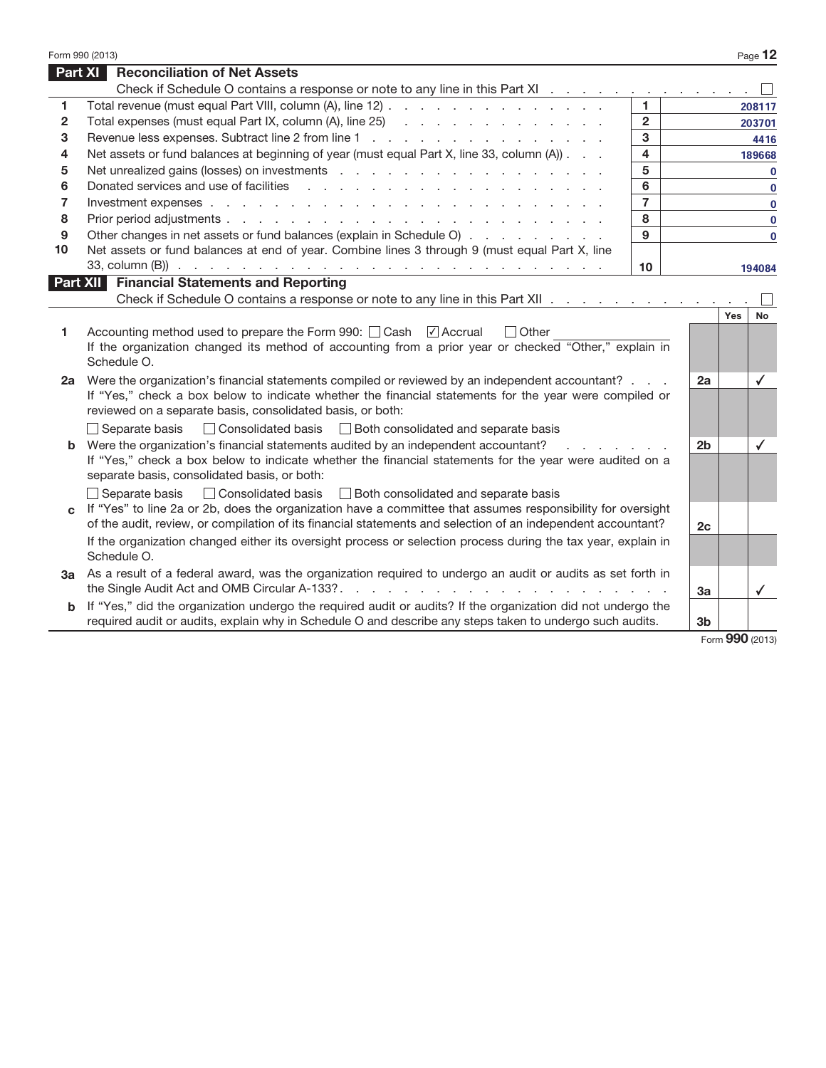Form 990 (2013)

## Part XI Reconciliation of Net Assets

Check if Schedule O contains a response or note to any line in this Part XI . . . ☐

| | | | |
|---|---|---|---|
| 1 | Total revenue (must equal Part VIII, column (A), line 12) | 1 | 208117 |
| 2 | Total expenses (must equal Part IX, column (A), line 25) | 2 | 203701 |
| 3 | Revenue less expenses. Subtract line 2 from line 1 | 3 | 4416 |
| 4 | Net assets or fund balances at beginning of year (must equal Part X, line 33, column (A)) | 4 | 189668 |
| 5 | Net unrealized gains (losses) on investments | 5 | 0 |
| 6 | Donated services and use of facilities | 6 | 0 |
| 7 | Investment expenses | 7 | 0 |
| 8 | Prior period adjustments | 8 | 0 |
| 9 | Other changes in net assets or fund balances (explain in Schedule O) | 9 | 0 |
| 10 | Net assets or fund balances at end of year. Combine lines 3 through 9 (must equal Part X, line 33, column (B)) | 10 | 194084 |

## Part XII Financial Statements and Reporting

Check if Schedule O contains a response or note to any line in this Part XII . . . ☐

| | | | Yes | No |
|---|---|---|---|---|
| 1 | Accounting method used to prepare the Form 990: ☐ Cash ☑ Accrual ☐ Other<br>If the organization changed its method of accounting from a prior year or checked "Other," explain in Schedule O. | | | |
| 2a | Were the organization's financial statements compiled or reviewed by an independent accountant?<br>If "Yes," check a box below to indicate whether the financial statements for the year were compiled or reviewed on a separate basis, consolidated basis, or both:<br>☐ Separate basis ☐ Consolidated basis ☐ Both consolidated and separate basis | 2a | | ✓ |
| b | Were the organization's financial statements audited by an independent accountant?<br>If "Yes," check a box below to indicate whether the financial statements for the year were audited on a separate basis, consolidated basis, or both:<br>☐ Separate basis ☐ Consolidated basis ☐ Both consolidated and separate basis | 2b | | ✓ |
| c | If "Yes" to line 2a or 2b, does the organization have a committee that assumes responsibility for oversight of the audit, review, or compilation of its financial statements and selection of an independent accountant?<br>If the organization changed either its oversight process or selection process during the tax year, explain in Schedule O. | 2c | | |
| 3a | As a result of a federal award, was the organization required to undergo an audit or audits as set forth in the Single Audit Act and OMB Circular A-133? | 3a | | ✓ |
| b | If "Yes," did the organization undergo the required audit or audits? If the organization did not undergo the required audit or audits, explain why in Schedule O and describe any steps taken to undergo such audits. | 3b | | |

Form 990 (2013)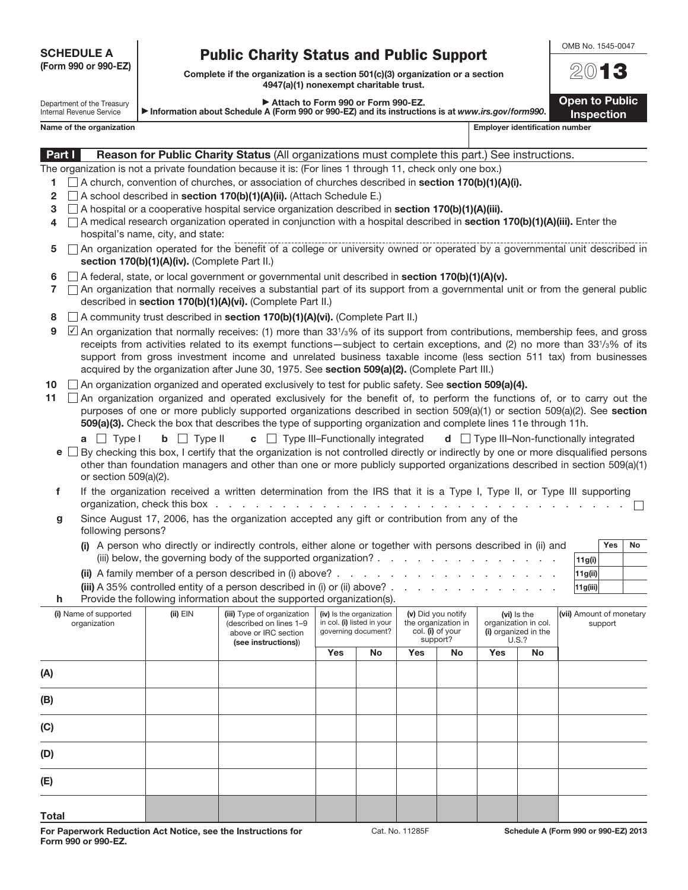**SCHEDULE A (Form 990 or 990-EZ)**

Department of the Treasury
Internal Revenue Service

# Public Charity Status and Public Support

**Complete if the organization is a section 501(c)(3) organization or a section 4947(a)(1) nonexempt charitable trust.**

▶ **Attach to Form 990 or Form 990-EZ.**
▶ **Information about Schedule A (Form 990 or 990-EZ) and its instructions is at *www.irs.gov/form990*.**

OMB No. 1545-0047

**2013**

**Open to Public Inspection**

**Name of the organization** | **Employer identification number**

## Part I Reason for Public Charity Status (All organizations must complete this part.) See instructions.

The organization is not a private foundation because it is: (For lines 1 through 11, check only one box.)

1 ☐ A church, convention of churches, or association of churches described in **section 170(b)(1)(A)(i).**

2 ☐ A school described in **section 170(b)(1)(A)(ii).** (Attach Schedule E.)

3 ☐ A hospital or a cooperative hospital service organization described in **section 170(b)(1)(A)(iii).**

4 ☐ A medical research organization operated in conjunction with a hospital described in **section 170(b)(1)(A)(iii).** Enter the hospital's name, city, and state:

5 ☐ An organization operated for the benefit of a college or university owned or operated by a governmental unit described in **section 170(b)(1)(A)(iv).** (Complete Part II.)

6 ☐ A federal, state, or local government or governmental unit described in **section 170(b)(1)(A)(v).**

7 ☐ An organization that normally receives a substantial part of its support from a governmental unit or from the general public described in **section 170(b)(1)(A)(vi).** (Complete Part II.)

8 ☐ A community trust described in **section 170(b)(1)(A)(vi).** (Complete Part II.)

9 ☑ An organization that normally receives: (1) more than 33⅓% of its support from contributions, membership fees, and gross receipts from activities related to its exempt functions—subject to certain exceptions, and (2) no more than 33⅓% of its support from gross investment income and unrelated business taxable income (less section 511 tax) from businesses acquired by the organization after June 30, 1975. See **section 509(a)(2).** (Complete Part III.)

10 ☐ An organization organized and operated exclusively to test for public safety. See **section 509(a)(4).**

11 ☐ An organization organized and operated exclusively for the benefit of, to perform the functions of, or to carry out the purposes of one or more publicly supported organizations described in section 509(a)(1) or section 509(a)(2). See **section 509(a)(3).** Check the box that describes the type of supporting organization and complete lines 11e through 11h.

**a** ☐ Type I **b** ☐ Type II **c** ☐ Type III–Functionally integrated **d** ☐ Type III–Non-functionally integrated

**e** ☐ By checking this box, I certify that the organization is not controlled directly or indirectly by one or more disqualified persons other than foundation managers and other than one or more publicly supported organizations described in section 509(a)(1) or section 509(a)(2).

**f** If the organization received a written determination from the IRS that it is a Type I, Type II, or Type III supporting organization, check this box . . . . . ☐

**g** Since August 17, 2006, has the organization accepted any gift or contribution from any of the following persons?

| | | Yes | No |
|---|---|---|---|
| **(i)** A person who directly or indirectly controls, either alone or together with persons described in (ii) and (iii) below, the governing body of the supported organization? | 11g(i) | | |
| **(ii)** A family member of a person described in (i) above? | 11g(ii) | | |
| **(iii)** A 35% controlled entity of a person described in (i) or (ii) above? | 11g(iii) | | |

**h** Provide the following information about the supported organization(s).

| (i) Name of supported organization | (ii) EIN | (iii) Type of organization (described on lines 1–9 above or IRC section (see instructions)) | (iv) Is the organization in col. (i) listed in your governing document? | | (v) Did you notify the organization in col. (i) of your support? | | (vi) Is the organization in col. (i) organized in the U.S.? | | (vii) Amount of monetary support |
|---|---|---|---|---|---|---|---|---|---|
| | | | Yes | No | Yes | No | Yes | No | |
| (A) | | | | | | | | | |
| (B) | | | | | | | | | |
| (C) | | | | | | | | | |
| (D) | | | | | | | | | |
| (E) | | | | | | | | | |
| Total | | | | | | | | | |

**For Paperwork Reduction Act Notice, see the Instructions for Form 990 or 990-EZ.** Cat. No. 11285F **Schedule A (Form 990 or 990-EZ) 2013**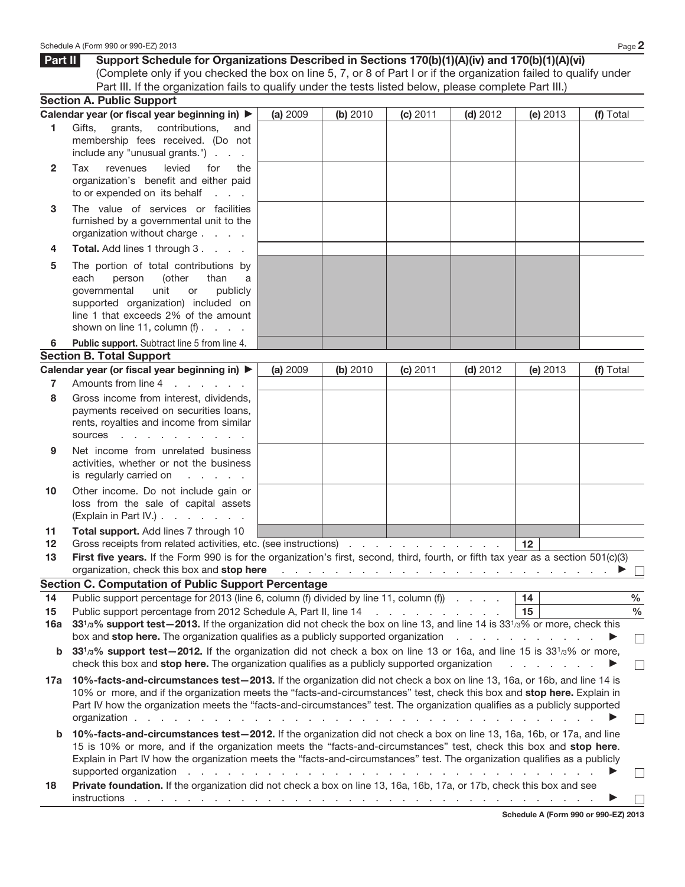## Part II Support Schedule for Organizations Described in Sections 170(b)(1)(A)(iv) and 170(b)(1)(A)(vi)

(Complete only if you checked the box on line 5, 7, or 8 of Part I or if the organization failed to qualify under Part III. If the organization fails to qualify under the tests listed below, please complete Part III.)

### Section A. Public Support

| Calendar year (or fiscal year beginning in) ▶ | (a) 2009 | (b) 2010 | (c) 2011 | (d) 2012 | (e) 2013 | (f) Total |
|---|---|---|---|---|---|---|
| **1** Gifts, grants, contributions, and membership fees received. (Do not include any "unusual grants.") | | | | | | |
| **2** Tax revenues levied for the organization's benefit and either paid to or expended on its behalf | | | | | | |
| **3** The value of services or facilities furnished by a governmental unit to the organization without charge | | | | | | |
| **4** **Total.** Add lines 1 through 3 | | | | | | |
| **5** The portion of total contributions by each person (other than a governmental unit or publicly supported organization) included on line 1 that exceeds 2% of the amount shown on line 11, column (f) | | | | | | |
| **6** **Public support.** Subtract line 5 from line 4. | | | | | | |

### Section B. Total Support

| Calendar year (or fiscal year beginning in) ▶ | (a) 2009 | (b) 2010 | (c) 2011 | (d) 2012 | (e) 2013 | (f) Total |
|---|---|---|---|---|---|---|
| **7** Amounts from line 4 | | | | | | |
| **8** Gross income from interest, dividends, payments received on securities loans, rents, royalties and income from similar sources | | | | | | |
| **9** Net income from unrelated business activities, whether or not the business is regularly carried on | | | | | | |
| **10** Other income. Do not include gain or loss from the sale of capital assets (Explain in Part IV.) | | | | | | |
| **11** **Total support.** Add lines 7 through 10 | | | | | | |

**12** Gross receipts from related activities, etc. (see instructions) . . . **12** ______

**13** **First five years.** If the Form 990 is for the organization's first, second, third, fourth, or fifth tax year as a section 501(c)(3) organization, check this box and **stop here** ▶ ☐

### Section C. Computation of Public Support Percentage

**14** Public support percentage for 2013 (line 6, column (f) divided by line 11, column (f)) . . . **14** ______ %

**15** Public support percentage from 2012 Schedule A, Part II, line 14 . . . **15** ______ %

**16a** **33 1/3% support test—2013.** If the organization did not check the box on line 13, and line 14 is 33 1/3% or more, check this box and **stop here.** The organization qualifies as a publicly supported organization ▶ ☐

**b** **33 1/3% support test—2012.** If the organization did not check a box on line 13 or 16a, and line 15 is 33 1/3% or more, check this box and **stop here.** The organization qualifies as a publicly supported organization ▶ ☐

**17a** **10%-facts-and-circumstances test—2013.** If the organization did not check a box on line 13, 16a, or 16b, and line 14 is 10% or more, and if the organization meets the "facts-and-circumstances" test, check this box and **stop here.** Explain in Part IV how the organization meets the "facts-and-circumstances" test. The organization qualifies as a publicly supported organization ▶ ☐

**b** **10%-facts-and-circumstances test—2012.** If the organization did not check a box on line 13, 16a, 16b, or 17a, and line 15 is 10% or more, and if the organization meets the "facts-and-circumstances" test, check this box and **stop here**. Explain in Part IV how the organization meets the "facts-and-circumstances" test. The organization qualifies as a publicly supported organization ▶ ☐

**18** **Private foundation.** If the organization did not check a box on line 13, 16a, 16b, 17a, or 17b, check this box and see instructions ▶ ☐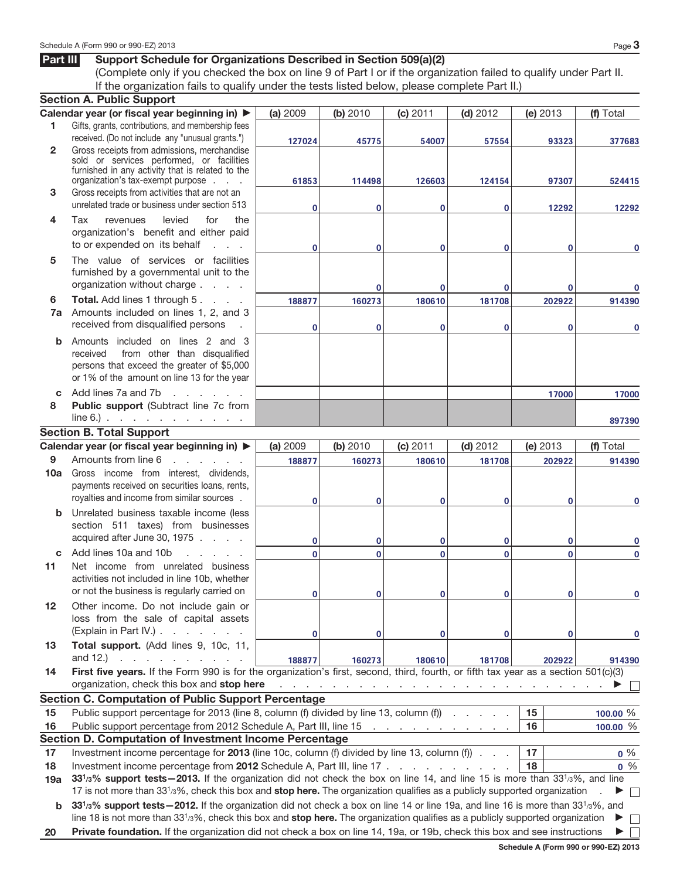## Part III Support Schedule for Organizations Described in Section 509(a)(2)

(Complete only if you checked the box on line 9 of Part I or if the organization failed to qualify under Part II. If the organization fails to qualify under the tests listed below, please complete Part II.)

### Section A. Public Support

| | Calendar year (or fiscal year beginning in) ▶ | (a) 2009 | (b) 2010 | (c) 2011 | (d) 2012 | (e) 2013 | (f) Total |
|---|---|---|---|---|---|---|---|
| 1 | Gifts, grants, contributions, and membership fees received. (Do not include any "unusual grants.") | 127024 | 45775 | 54007 | 57554 | 93323 | 377683 |
| 2 | Gross receipts from admissions, merchandise sold or services performed, or facilities furnished in any activity that is related to the organization's tax-exempt purpose | 61853 | 114498 | 126603 | 124154 | 97307 | 524415 |
| 3 | Gross receipts from activities that are not an unrelated trade or business under section 513 | 0 | 0 | 0 | 0 | 12292 | 12292 |
| 4 | Tax revenues levied for the organization's benefit and either paid to or expended on its behalf | 0 | 0 | 0 | 0 | 0 | 0 |
| 5 | The value of services or facilities furnished by a governmental unit to the organization without charge | | 0 | 0 | 0 | 0 | 0 |
| 6 | **Total.** Add lines 1 through 5 | 188877 | 160273 | 180610 | 181708 | 202922 | 914390 |
| 7a | Amounts included on lines 1, 2, and 3 received from disqualified persons | 0 | 0 | 0 | 0 | 0 | 0 |
| b | Amounts included on lines 2 and 3 received from other than disqualified persons that exceed the greater of $5,000 or 1% of the amount on line 13 for the year | | | | | | |
| c | Add lines 7a and 7b | | | | | 17000 | 17000 |
| 8 | **Public support** (Subtract line 7c from line 6.) | | | | | | 897390 |

### Section B. Total Support

| | Calendar year (or fiscal year beginning in) ▶ | (a) 2009 | (b) 2010 | (c) 2011 | (d) 2012 | (e) 2013 | (f) Total |
|---|---|---|---|---|---|---|---|
| 9 | Amounts from line 6 | 188877 | 160273 | 180610 | 181708 | 202922 | 914390 |
| 10a | Gross income from interest, dividends, payments received on securities loans, rents, royalties and income from similar sources | 0 | 0 | 0 | 0 | 0 | 0 |
| b | Unrelated business taxable income (less section 511 taxes) from businesses acquired after June 30, 1975 | 0 | 0 | 0 | 0 | 0 | 0 |
| c | Add lines 10a and 10b | 0 | 0 | 0 | 0 | 0 | 0 |
| 11 | Net income from unrelated business activities not included in line 10b, whether or not the business is regularly carried on | 0 | 0 | 0 | 0 | 0 | 0 |
| 12 | Other income. Do not include gain or loss from the sale of capital assets (Explain in Part IV.) | 0 | 0 | 0 | 0 | 0 | 0 |
| 13 | **Total support.** (Add lines 9, 10c, 11, and 12.) | 188877 | 160273 | 180610 | 181708 | 202922 | 914390 |

14 **First five years.** If the Form 990 is for the organization's first, second, third, fourth, or fifth tax year as a section 501(c)(3) organization, check this box and **stop here** ▶ ☐

### Section C. Computation of Public Support Percentage

| | | | |
|---|---|---|---|
| 15 | Public support percentage for 2013 (line 8, column (f) divided by line 13, column (f)) | 15 | 100.00 % |
| 16 | Public support percentage from 2012 Schedule A, Part III, line 15 | 16 | 100.00 % |

### Section D. Computation of Investment Income Percentage

| | | | |
|---|---|---|---|
| 17 | Investment income percentage for **2013** (line 10c, column (f) divided by line 13, column (f)) | 17 | 0 % |
| 18 | Investment income percentage from **2012** Schedule A, Part III, line 17 | 18 | 0 % |

19a **33 1/3% support tests—2013.** If the organization did not check the box on line 14, and line 15 is more than 33 1/3%, and line 17 is not more than 33 1/3%, check this box and **stop here.** The organization qualifies as a publicly supported organization ▶ ☐

b **33 1/3% support tests—2012.** If the organization did not check a box on line 14 or line 19a, and line 16 is more than 33 1/3%, and line 18 is not more than 33 1/3%, check this box and **stop here.** The organization qualifies as a publicly supported organization ▶ ☐

20 **Private foundation.** If the organization did not check a box on line 14, 19a, or 19b, check this box and see instructions ▶ ☐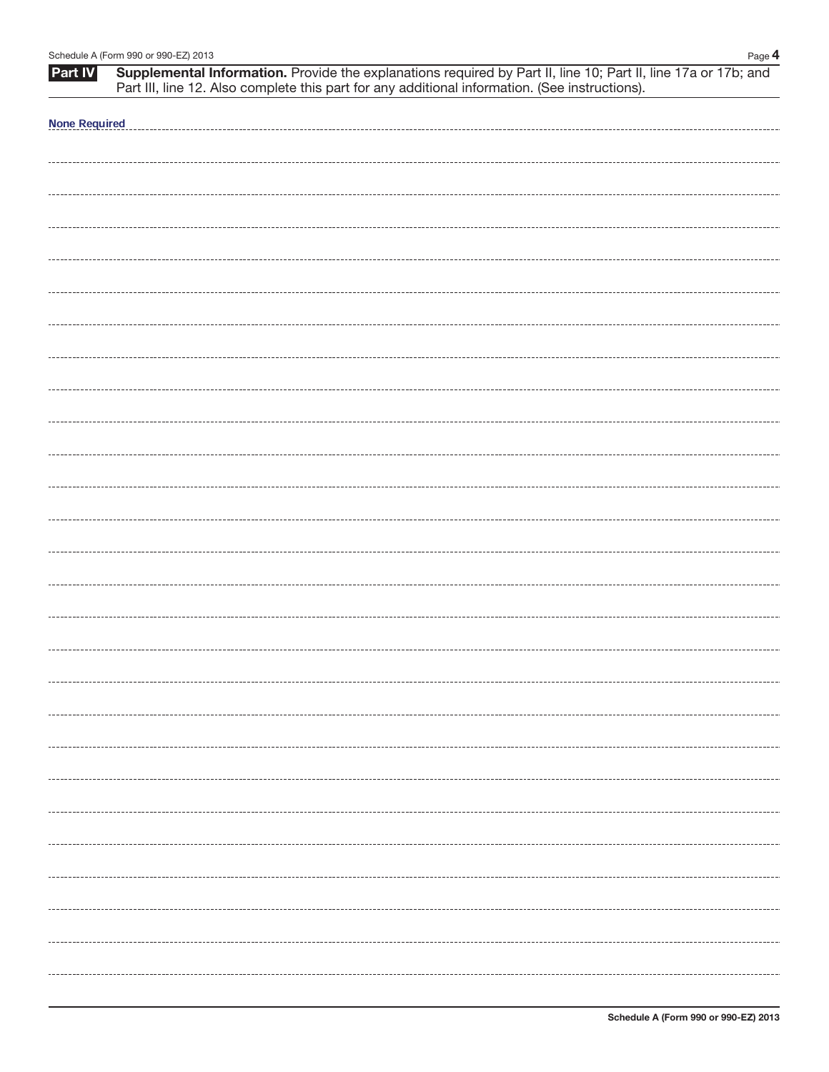**Part IV** **Supplemental Information.** Provide the explanations required by Part II, line 10; Part II, line 17a or 17b; and Part III, line 12. Also complete this part for any additional information. (See instructions).

None Required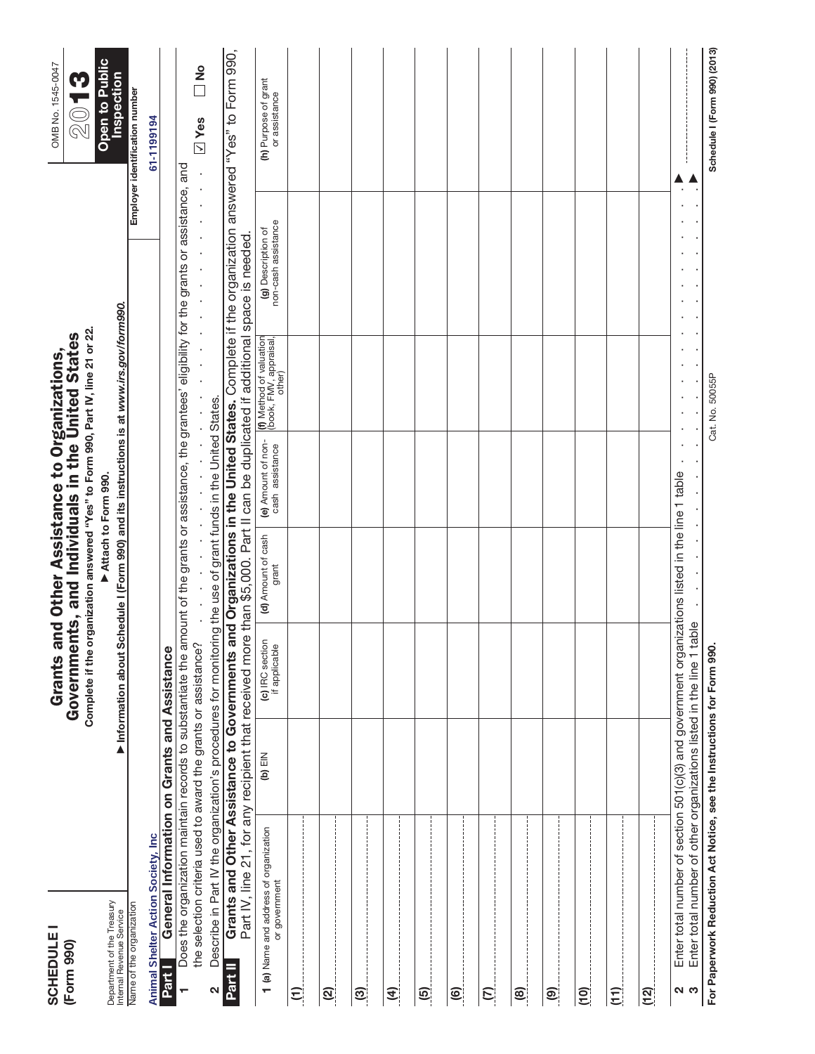**SCHEDULE I**
**(Form 990)**

Department of the Treasury
Internal Revenue Service

# Grants and Other Assistance to Organizations, Governments, and Individuals in the United States

**Complete if the organization answered "Yes" to Form 990, Part IV, line 21 or 22.**

**▶ Attach to Form 990.**

**▶ Information about Schedule I (Form 990) and its instructions is at *www.irs.gov/form990.***

OMB No. 1545-0047

**2013**

**Open to Public Inspection**

Name of the organization: **Animal Shelter Action Society, Inc**

Employer identification number: **61-1199194**

## Part I General Information on Grants and Assistance

1 Does the organization maintain records to substantiate the amount of the grants or assistance, the grantees' eligibility for the grants or assistance, and the selection criteria used to award the grants or assistance? . . . . . ☑ **Yes** ☐ **No**

2 Describe in Part IV the organization's procedures for monitoring the use of grant funds in the United States.

## Part II Grants and Other Assistance to Governments and Organizations in the United States.

Complete if the organization answered "Yes" to Form 990, Part IV, line 21, for any recipient that received more than $5,000. Part II can be duplicated if additional space is needed.

| 1 (a) Name and address of organization or government | (b) EIN | (c) IRC section if applicable | (d) Amount of cash grant | (e) Amount of non-cash assistance | (f) Method of valuation (book, FMV, appraisal, other) | (g) Description of non-cash assistance | (h) Purpose of grant or assistance |
|---|---|---|---|---|---|---|---|
| (1) | | | | | | | |
| (2) | | | | | | | |
| (3) | | | | | | | |
| (4) | | | | | | | |
| (5) | | | | | | | |
| (6) | | | | | | | |
| (7) | | | | | | | |
| (8) | | | | | | | |
| (9) | | | | | | | |
| (10) | | | | | | | |
| (11) | | | | | | | |
| (12) | | | | | | | |

2 Enter total number of section 501(c)(3) and government organizations listed in the line 1 table . . . . . ▶

3 Enter total number of other organizations listed in the line 1 table . . . . . ▶

**For Paperwork Reduction Act Notice, see the Instructions for Form 990.**    Cat. No. 50055P    **Schedule I (Form 990) (2013)**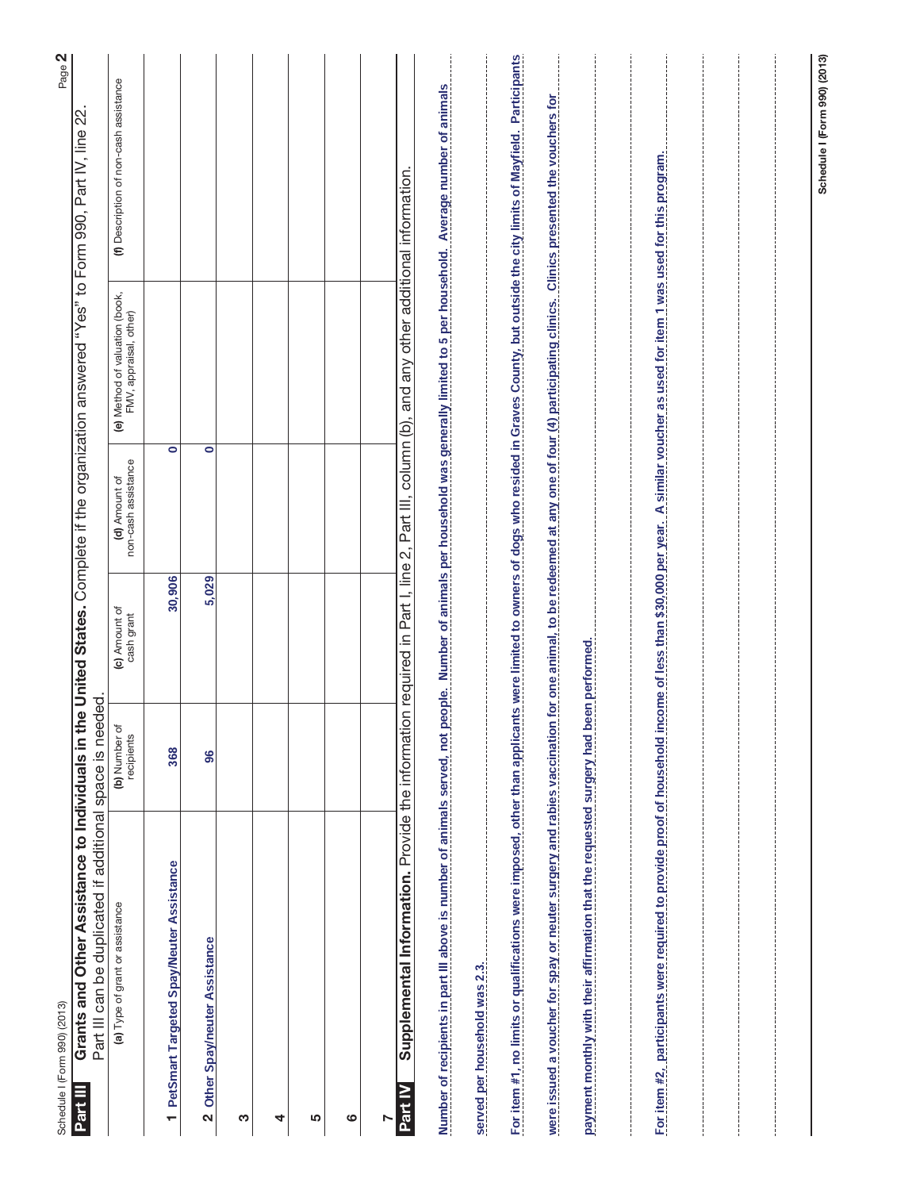## Part III Grants and Other Assistance to Individuals in the United States.

Complete if the organization answered "Yes" to Form 990, Part IV, line 22.
Part III can be duplicated if additional space is needed.

| (a) Type of grant or assistance | (b) Number of recipients | (c) Amount of cash grant | (d) Amount of non-cash assistance | (e) Method of valuation (book, FMV, appraisal, other) | (f) Description of non-cash assistance |
|---|---|---|---|---|---|
| 1 PetSmart Targeted Spay/Neuter Assistance | 368 | 30,906 | 0 | | |
| 2 Other Spay/neuter Assistance | 96 | 5,029 | 0 | | |
| 3 | | | | | |
| 4 | | | | | |
| 5 | | | | | |
| 6 | | | | | |
| 7 | | | | | |

## Part IV Supplemental Information.

Provide the information required in Part I, line 2, Part III, column (b), and any other additional information.

Number of recipients in part III above is number of animals served, not people. Number of animals per household was generally limited to 5 per household. Average number of animals served per household was 2.3.

For item #1, no limits or qualifications were imposed, other than applicants were limited to owners of dogs who resided in Graves County, but outside the city limits of Mayfield. Participants were issued a voucher for spay or neuter surgery and rabies vaccination for one animal, to be redeemed at any one of four (4) participating clinics. Clinics presented the vouchers for payment monthly with their affirmation that the requested surgery had been performed.

For item #2, participants were required to provide proof of household income of less than $30,000 per year. A similar voucher as used for item 1 was used for this program.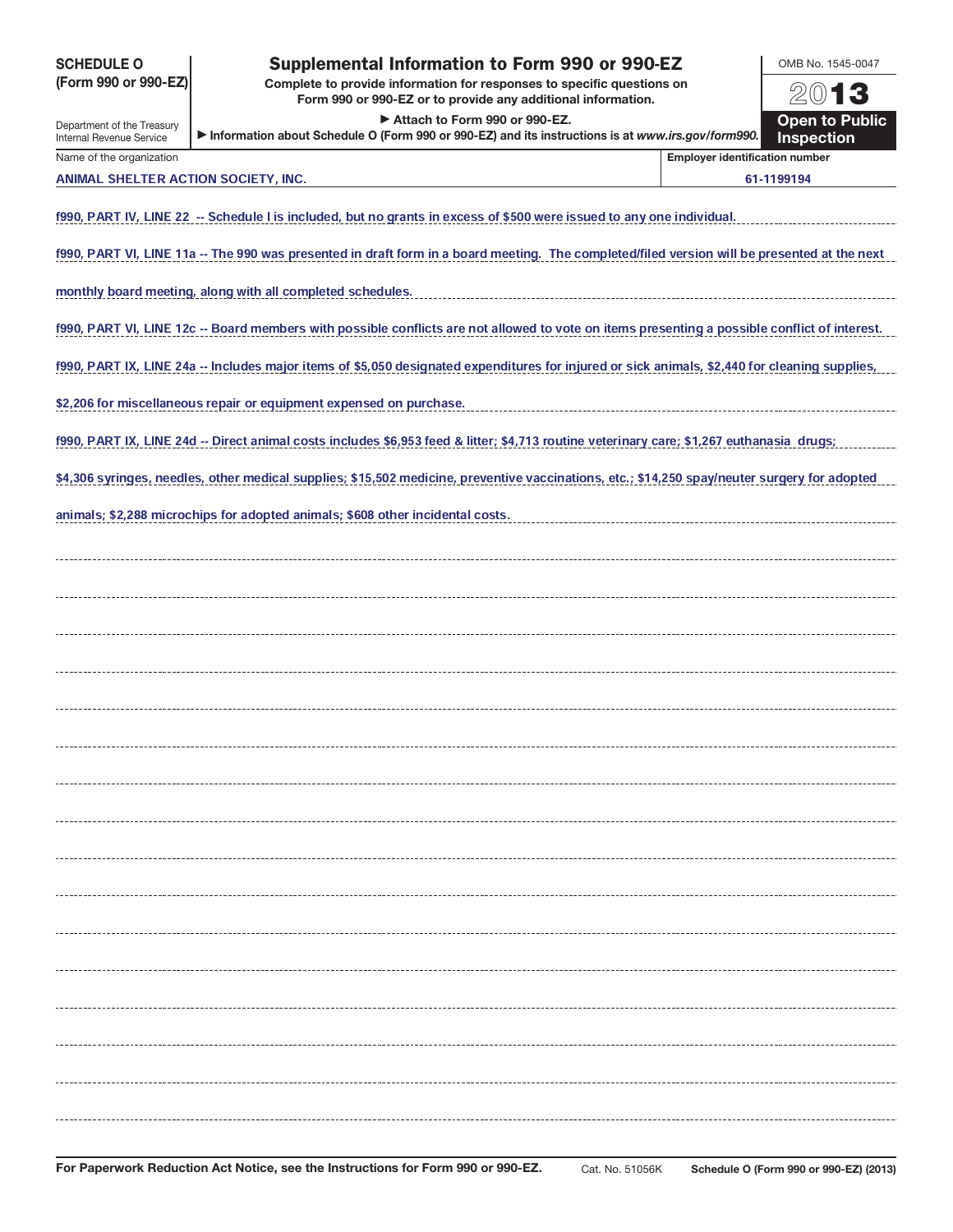**SCHEDULE O (Form 990 or 990-EZ)**

Department of the Treasury
Internal Revenue Service

# Supplemental Information to Form 990 or 990-EZ

**Complete to provide information for responses to specific questions on Form 990 or 990-EZ or to provide any additional information.**

**▶ Attach to Form 990 or 990-EZ.**

**▶ Information about Schedule O (Form 990 or 990-EZ) and its instructions is at** ***www.irs.gov/form990.***

OMB No. 1545-0047

2013

**Open to Public Inspection**

Name of the organization: ANIMAL SHELTER ACTION SOCIETY, INC.

**Employer identification number:** 61-1199194

f990, PART IV, LINE 22 -- Schedule I is included, but no grants in excess of $500 were issued to any one individual.

f990, PART VI, LINE 11a -- The 990 was presented in draft form in a board meeting. The completed/filed version will be presented at the next monthly board meeting, along with all completed schedules.

f990, PART VI, LINE 12c -- Board members with possible conflicts are not allowed to vote on items presenting a possible conflict of interest.

f990, PART IX, LINE 24a -- Includes major items of $5,050 designated expenditures for injured or sick animals, $2,440 for cleaning supplies, $2,206 for miscellaneous repair or equipment expensed on purchase.

f990, PART IX, LINE 24d -- Direct animal costs includes $6,953 feed & litter; $4,713 routine veterinary care; $1,267 euthanasia drugs; $4,306 syringes, needles, other medical supplies; $15,502 medicine, preventive vaccinations, etc.; $14,250 spay/neuter surgery for adopted animals; $2,288 microchips for adopted animals; $608 other incidental costs.

**For Paperwork Reduction Act Notice, see the Instructions for Form 990 or 990-EZ.** Cat. No. 51056K **Schedule O (Form 990 or 990-EZ) (2013)**